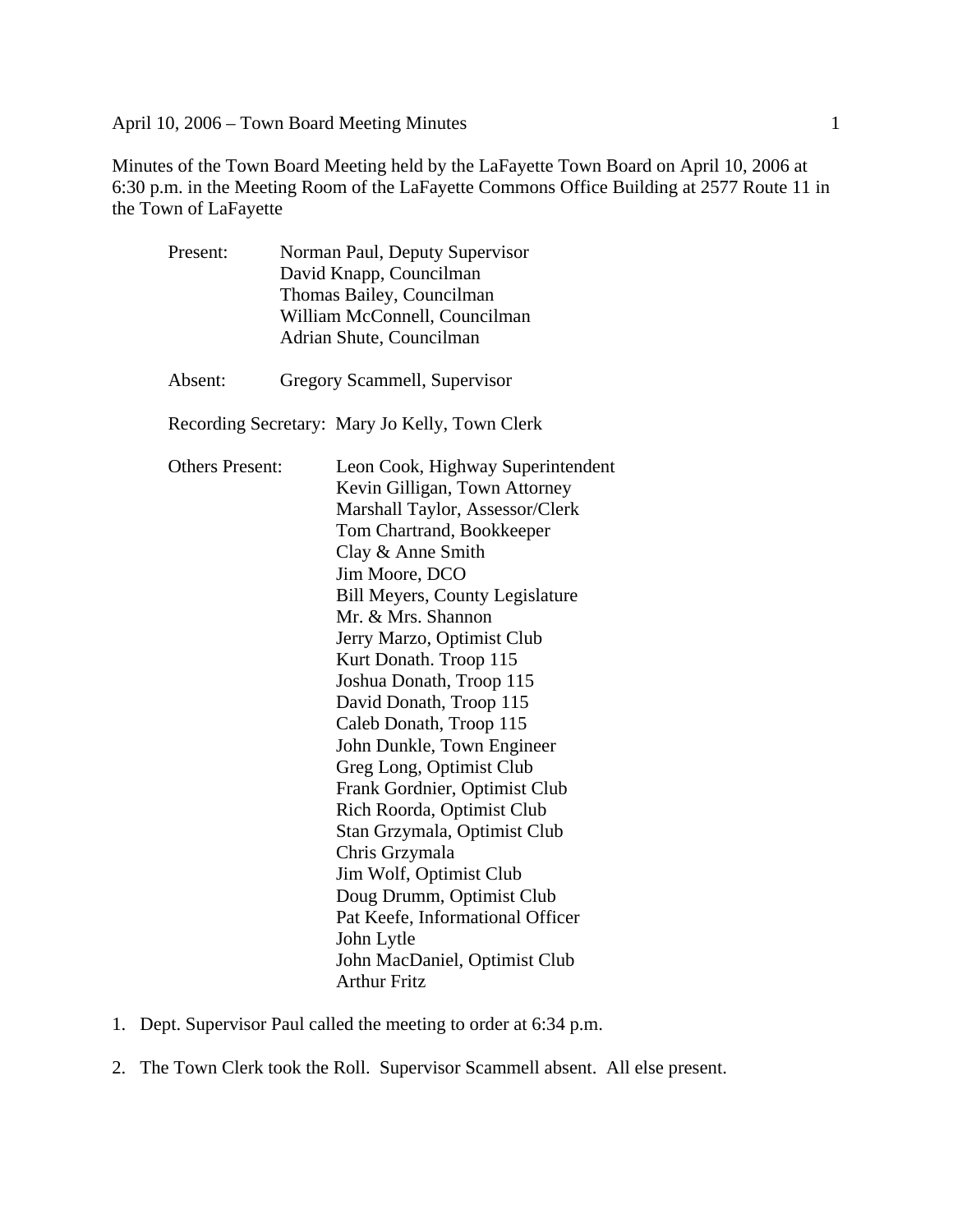Minutes of the Town Board Meeting held by the LaFayette Town Board on April 10, 2006 at 6:30 p.m. in the Meeting Room of the LaFayette Commons Office Building at 2577 Route 11 in the Town of LaFayette

Present:
- Norman Paul, Deputy Supervisor
- David Knapp, Councilman
- Thomas Bailey, Councilman
- William McConnell, Councilman
- Adrian Shute, Councilman

Absent:
- Gregory Scammell, Supervisor

Recording Secretary: Mary Jo Kelly, Town Clerk

Others Present:
- Leon Cook, Highway Superintendent
- Kevin Gilligan, Town Attorney
- Marshall Taylor, Assessor/Clerk
- Tom Chartrand, Bookkeeper
- Clay & Anne Smith
- Jim Moore, DCO
- Bill Meyers, County Legislature
- Mr. & Mrs. Shannon
- Jerry Marzo, Optimist Club
- Kurt Donath. Troop 115
- Joshua Donath, Troop 115
- David Donath, Troop 115
- Caleb Donath, Troop 115
- John Dunkle, Town Engineer
- Greg Long, Optimist Club
- Frank Gordnier, Optimist Club
- Rich Roorda, Optimist Club
- Stan Grzymala, Optimist Club
- Chris Grzymala
- Jim Wolf, Optimist Club
- Doug Drumm, Optimist Club
- Pat Keefe, Informational Officer
- John Lytle
- John MacDaniel, Optimist Club
- Arthur Fritz

1. Dept. Supervisor Paul called the meeting to order at 6:34 p.m.

2. The Town Clerk took the Roll. Supervisor Scammell absent. All else present.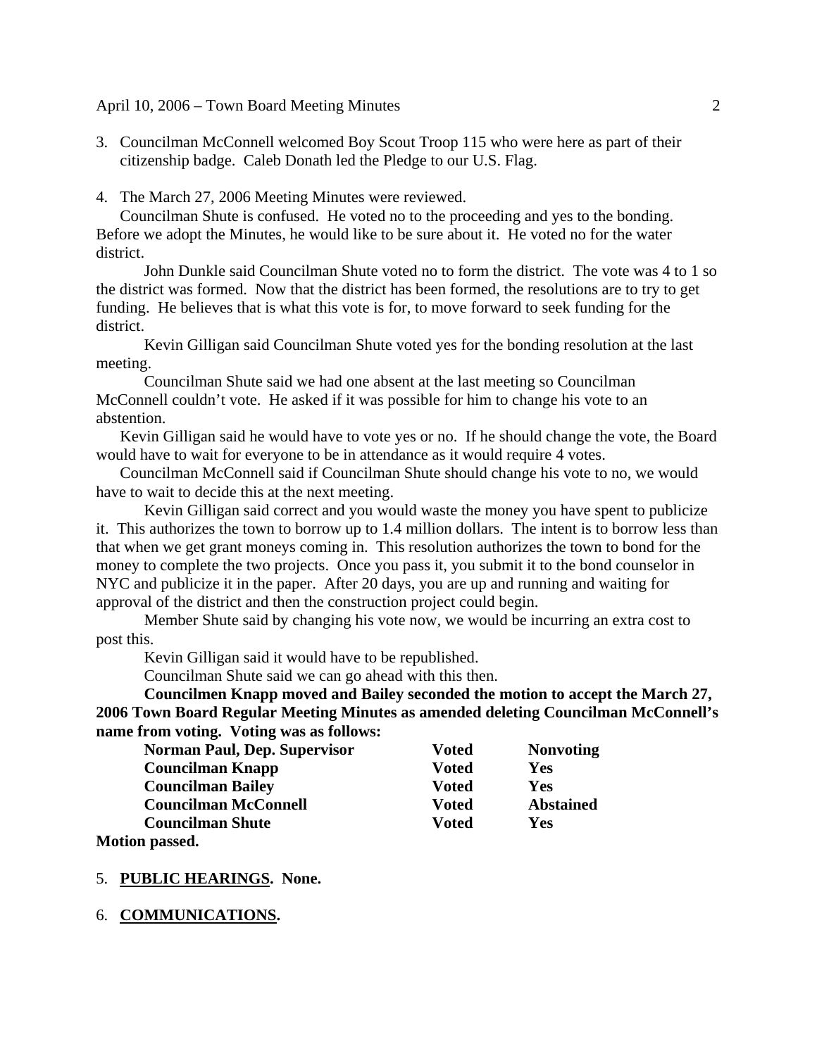3. Councilman McConnell welcomed Boy Scout Troop 115 who were here as part of their citizenship badge. Caleb Donath led the Pledge to our U.S. Flag.

4. The March 27, 2006 Meeting Minutes were reviewed.

Councilman Shute is confused. He voted no to the proceeding and yes to the bonding. Before we adopt the Minutes, he would like to be sure about it. He voted no for the water district.

John Dunkle said Councilman Shute voted no to form the district. The vote was 4 to 1 so the district was formed. Now that the district has been formed, the resolutions are to try to get funding. He believes that is what this vote is for, to move forward to seek funding for the district.

Kevin Gilligan said Councilman Shute voted yes for the bonding resolution at the last meeting.

Councilman Shute said we had one absent at the last meeting so Councilman McConnell couldn't vote. He asked if it was possible for him to change his vote to an abstention.

Kevin Gilligan said he would have to vote yes or no. If he should change the vote, the Board would have to wait for everyone to be in attendance as it would require 4 votes.

Councilman McConnell said if Councilman Shute should change his vote to no, we would have to wait to decide this at the next meeting.

Kevin Gilligan said correct and you would waste the money you have spent to publicize it. This authorizes the town to borrow up to 1.4 million dollars. The intent is to borrow less than that when we get grant moneys coming in. This resolution authorizes the town to bond for the money to complete the two projects. Once you pass it, you submit it to the bond counselor in NYC and publicize it in the paper. After 20 days, you are up and running and waiting for approval of the district and then the construction project could begin.

Member Shute said by changing his vote now, we would be incurring an extra cost to post this.

Kevin Gilligan said it would have to be republished.

Councilman Shute said we can go ahead with this then.

**Councilmen Knapp moved and Bailey seconded the motion to accept the March 27, 2006 Town Board Regular Meeting Minutes as amended deleting Councilman McConnell's name from voting. Voting was as follows:**

| | | |
|---|---|---|
| **Norman Paul, Dep. Supervisor** | **Voted** | **Nonvoting** |
| **Councilman Knapp** | **Voted** | **Yes** |
| **Councilman Bailey** | **Voted** | **Yes** |
| **Councilman McConnell** | **Voted** | **Abstained** |
| **Councilman Shute** | **Voted** | **Yes** |

**Motion passed.**

5. **PUBLIC HEARINGS. None.**

6. **COMMUNICATIONS.**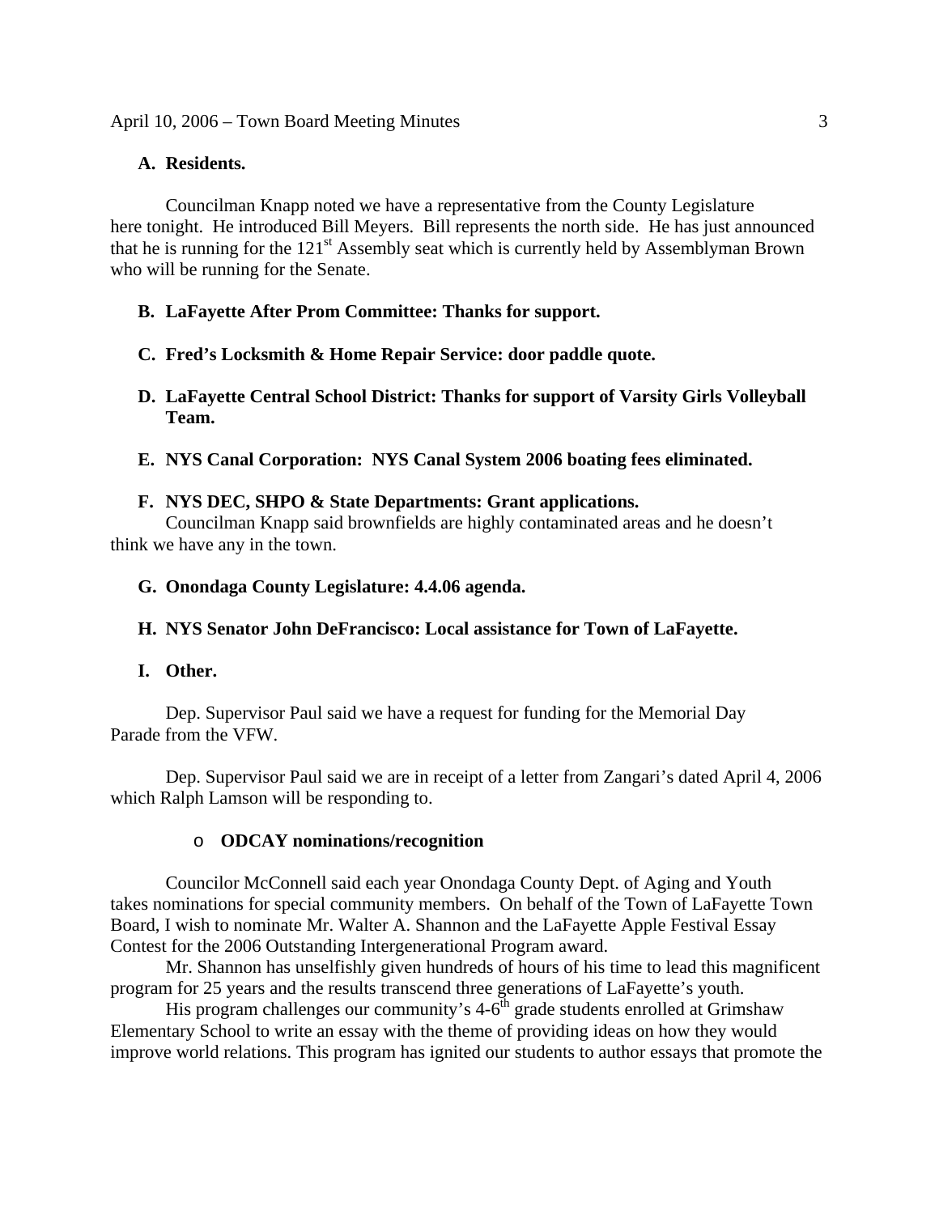**A. Residents.**

Councilman Knapp noted we have a representative from the County Legislature here tonight. He introduced Bill Meyers. Bill represents the north side. He has just announced that he is running for the 121st Assembly seat which is currently held by Assemblyman Brown who will be running for the Senate.

**B. LaFayette After Prom Committee: Thanks for support.**

**C. Fred's Locksmith & Home Repair Service: door paddle quote.**

**D. LaFayette Central School District: Thanks for support of Varsity Girls Volleyball Team.**

**E. NYS Canal Corporation: NYS Canal System 2006 boating fees eliminated.**

**F. NYS DEC, SHPO & State Departments: Grant applications.**

Councilman Knapp said brownfields are highly contaminated areas and he doesn't think we have any in the town.

**G. Onondaga County Legislature: 4.4.06 agenda.**

**H. NYS Senator John DeFrancisco: Local assistance for Town of LaFayette.**

**I. Other.**

Dep. Supervisor Paul said we have a request for funding for the Memorial Day Parade from the VFW.

Dep. Supervisor Paul said we are in receipt of a letter from Zangari's dated April 4, 2006 which Ralph Lamson will be responding to.

- **ODCAY nominations/recognition**

Councilor McConnell said each year Onondaga County Dept. of Aging and Youth takes nominations for special community members. On behalf of the Town of LaFayette Town Board, I wish to nominate Mr. Walter A. Shannon and the LaFayette Apple Festival Essay Contest for the 2006 Outstanding Intergenerational Program award.

Mr. Shannon has unselfishly given hundreds of hours of his time to lead this magnificent program for 25 years and the results transcend three generations of LaFayette's youth.

His program challenges our community's 4-6th grade students enrolled at Grimshaw Elementary School to write an essay with the theme of providing ideas on how they would improve world relations. This program has ignited our students to author essays that promote the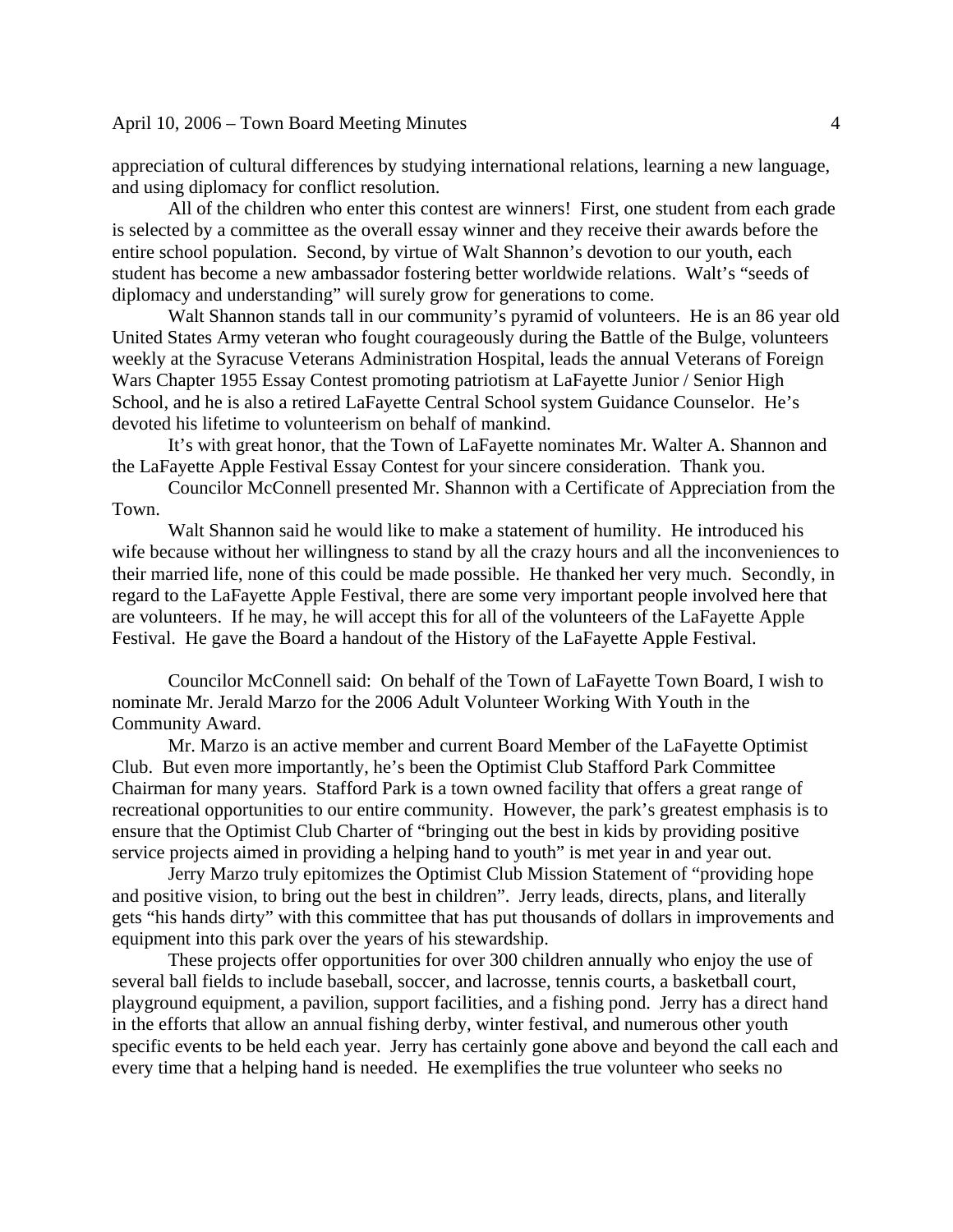appreciation of cultural differences by studying international relations, learning a new language, and using diplomacy for conflict resolution.

All of the children who enter this contest are winners! First, one student from each grade is selected by a committee as the overall essay winner and they receive their awards before the entire school population. Second, by virtue of Walt Shannon's devotion to our youth, each student has become a new ambassador fostering better worldwide relations. Walt's "seeds of diplomacy and understanding" will surely grow for generations to come.

Walt Shannon stands tall in our community's pyramid of volunteers. He is an 86 year old United States Army veteran who fought courageously during the Battle of the Bulge, volunteers weekly at the Syracuse Veterans Administration Hospital, leads the annual Veterans of Foreign Wars Chapter 1955 Essay Contest promoting patriotism at LaFayette Junior / Senior High School, and he is also a retired LaFayette Central School system Guidance Counselor. He's devoted his lifetime to volunteerism on behalf of mankind.

It's with great honor, that the Town of LaFayette nominates Mr. Walter A. Shannon and the LaFayette Apple Festival Essay Contest for your sincere consideration. Thank you.

Councilor McConnell presented Mr. Shannon with a Certificate of Appreciation from the Town.

Walt Shannon said he would like to make a statement of humility. He introduced his wife because without her willingness to stand by all the crazy hours and all the inconveniences to their married life, none of this could be made possible. He thanked her very much. Secondly, in regard to the LaFayette Apple Festival, there are some very important people involved here that are volunteers. If he may, he will accept this for all of the volunteers of the LaFayette Apple Festival. He gave the Board a handout of the History of the LaFayette Apple Festival.

Councilor McConnell said: On behalf of the Town of LaFayette Town Board, I wish to nominate Mr. Jerald Marzo for the 2006 Adult Volunteer Working With Youth in the Community Award.

Mr. Marzo is an active member and current Board Member of the LaFayette Optimist Club. But even more importantly, he's been the Optimist Club Stafford Park Committee Chairman for many years. Stafford Park is a town owned facility that offers a great range of recreational opportunities to our entire community. However, the park's greatest emphasis is to ensure that the Optimist Club Charter of "bringing out the best in kids by providing positive service projects aimed in providing a helping hand to youth" is met year in and year out.

Jerry Marzo truly epitomizes the Optimist Club Mission Statement of "providing hope and positive vision, to bring out the best in children". Jerry leads, directs, plans, and literally gets "his hands dirty" with this committee that has put thousands of dollars in improvements and equipment into this park over the years of his stewardship.

These projects offer opportunities for over 300 children annually who enjoy the use of several ball fields to include baseball, soccer, and lacrosse, tennis courts, a basketball court, playground equipment, a pavilion, support facilities, and a fishing pond. Jerry has a direct hand in the efforts that allow an annual fishing derby, winter festival, and numerous other youth specific events to be held each year. Jerry has certainly gone above and beyond the call each and every time that a helping hand is needed. He exemplifies the true volunteer who seeks no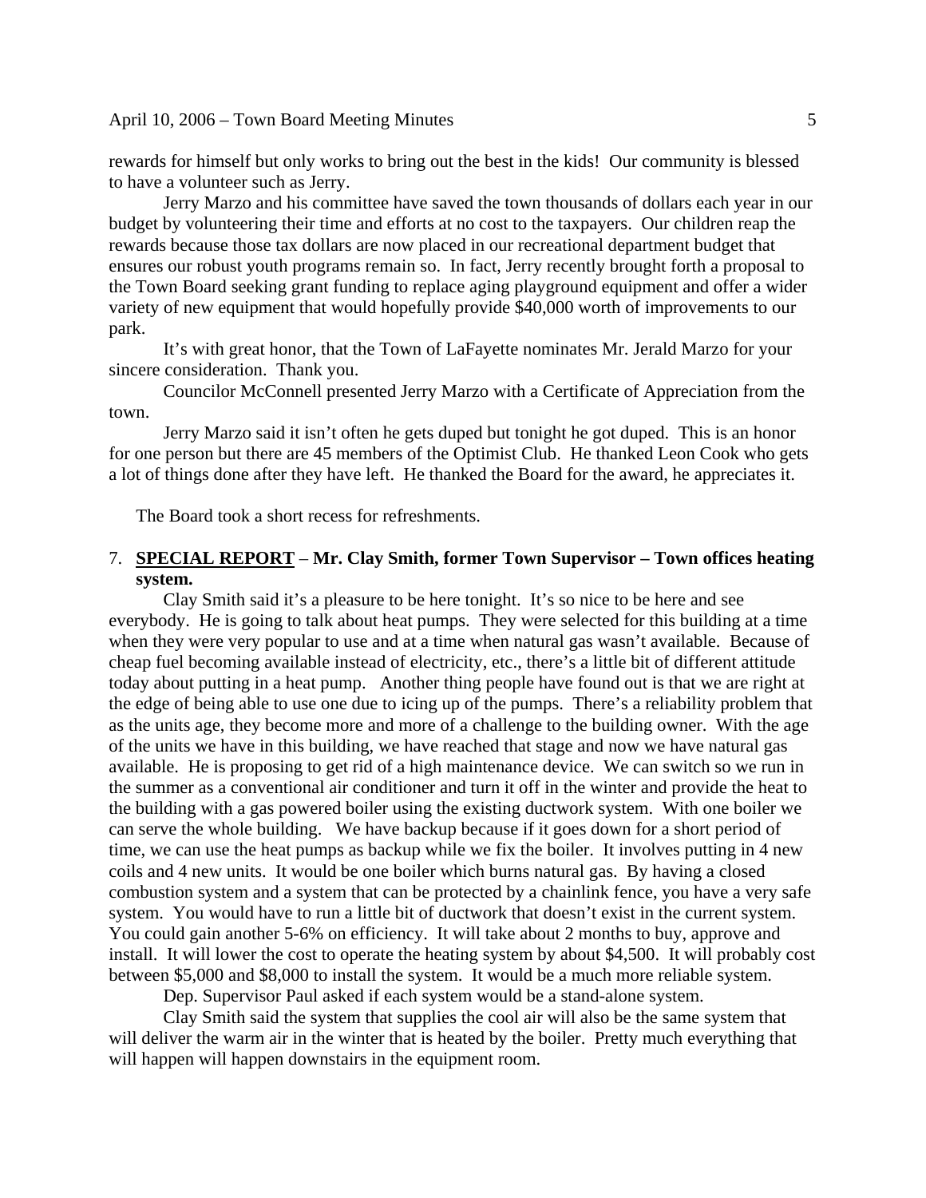rewards for himself but only works to bring out the best in the kids! Our community is blessed to have a volunteer such as Jerry.

Jerry Marzo and his committee have saved the town thousands of dollars each year in our budget by volunteering their time and efforts at no cost to the taxpayers. Our children reap the rewards because those tax dollars are now placed in our recreational department budget that ensures our robust youth programs remain so. In fact, Jerry recently brought forth a proposal to the Town Board seeking grant funding to replace aging playground equipment and offer a wider variety of new equipment that would hopefully provide $40,000 worth of improvements to our park.

It's with great honor, that the Town of LaFayette nominates Mr. Jerald Marzo for your sincere consideration. Thank you.

Councilor McConnell presented Jerry Marzo with a Certificate of Appreciation from the town.

Jerry Marzo said it isn't often he gets duped but tonight he got duped. This is an honor for one person but there are 45 members of the Optimist Club. He thanked Leon Cook who gets a lot of things done after they have left. He thanked the Board for the award, he appreciates it.

The Board took a short recess for refreshments.

7. **<u>SPECIAL REPORT</u> – Mr. Clay Smith, former Town Supervisor – Town offices heating system.**

Clay Smith said it's a pleasure to be here tonight. It's so nice to be here and see everybody. He is going to talk about heat pumps. They were selected for this building at a time when they were very popular to use and at a time when natural gas wasn't available. Because of cheap fuel becoming available instead of electricity, etc., there's a little bit of different attitude today about putting in a heat pump. Another thing people have found out is that we are right at the edge of being able to use one due to icing up of the pumps. There's a reliability problem that as the units age, they become more and more of a challenge to the building owner. With the age of the units we have in this building, we have reached that stage and now we have natural gas available. He is proposing to get rid of a high maintenance device. We can switch so we run in the summer as a conventional air conditioner and turn it off in the winter and provide the heat to the building with a gas powered boiler using the existing ductwork system. With one boiler we can serve the whole building. We have backup because if it goes down for a short period of time, we can use the heat pumps as backup while we fix the boiler. It involves putting in 4 new coils and 4 new units. It would be one boiler which burns natural gas. By having a closed combustion system and a system that can be protected by a chainlink fence, you have a very safe system. You would have to run a little bit of ductwork that doesn't exist in the current system. You could gain another 5-6% on efficiency. It will take about 2 months to buy, approve and install. It will lower the cost to operate the heating system by about $4,500. It will probably cost between $5,000 and $8,000 to install the system. It would be a much more reliable system.

Dep. Supervisor Paul asked if each system would be a stand-alone system.

Clay Smith said the system that supplies the cool air will also be the same system that will deliver the warm air in the winter that is heated by the boiler. Pretty much everything that will happen will happen downstairs in the equipment room.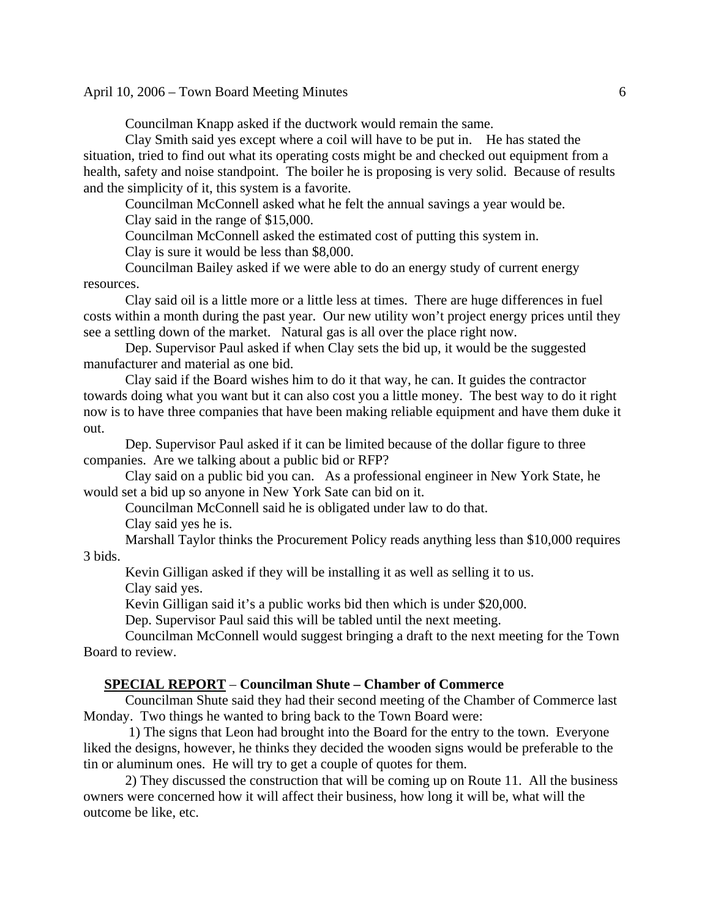Councilman Knapp asked if the ductwork would remain the same.

Clay Smith said yes except where a coil will have to be put in. He has stated the situation, tried to find out what its operating costs might be and checked out equipment from a health, safety and noise standpoint. The boiler he is proposing is very solid. Because of results and the simplicity of it, this system is a favorite.

Councilman McConnell asked what he felt the annual savings a year would be.

Clay said in the range of $15,000.

Councilman McConnell asked the estimated cost of putting this system in.

Clay is sure it would be less than $8,000.

Councilman Bailey asked if we were able to do an energy study of current energy resources.

Clay said oil is a little more or a little less at times. There are huge differences in fuel costs within a month during the past year. Our new utility won't project energy prices until they see a settling down of the market. Natural gas is all over the place right now.

Dep. Supervisor Paul asked if when Clay sets the bid up, it would be the suggested manufacturer and material as one bid.

Clay said if the Board wishes him to do it that way, he can. It guides the contractor towards doing what you want but it can also cost you a little money. The best way to do it right now is to have three companies that have been making reliable equipment and have them duke it out.

Dep. Supervisor Paul asked if it can be limited because of the dollar figure to three companies. Are we talking about a public bid or RFP?

Clay said on a public bid you can. As a professional engineer in New York State, he would set a bid up so anyone in New York Sate can bid on it.

Councilman McConnell said he is obligated under law to do that.

Clay said yes he is.

Marshall Taylor thinks the Procurement Policy reads anything less than $10,000 requires 3 bids.

Kevin Gilligan asked if they will be installing it as well as selling it to us.

Clay said yes.

Kevin Gilligan said it's a public works bid then which is under $20,000.

Dep. Supervisor Paul said this will be tabled until the next meeting.

Councilman McConnell would suggest bringing a draft to the next meeting for the Town Board to review.

**<u>SPECIAL REPORT</u> – Councilman Shute – Chamber of Commerce**

Councilman Shute said they had their second meeting of the Chamber of Commerce last Monday. Two things he wanted to bring back to the Town Board were:

1) The signs that Leon had brought into the Board for the entry to the town. Everyone liked the designs, however, he thinks they decided the wooden signs would be preferable to the tin or aluminum ones. He will try to get a couple of quotes for them.

2) They discussed the construction that will be coming up on Route 11. All the business owners were concerned how it will affect their business, how long it will be, what will the outcome be like, etc.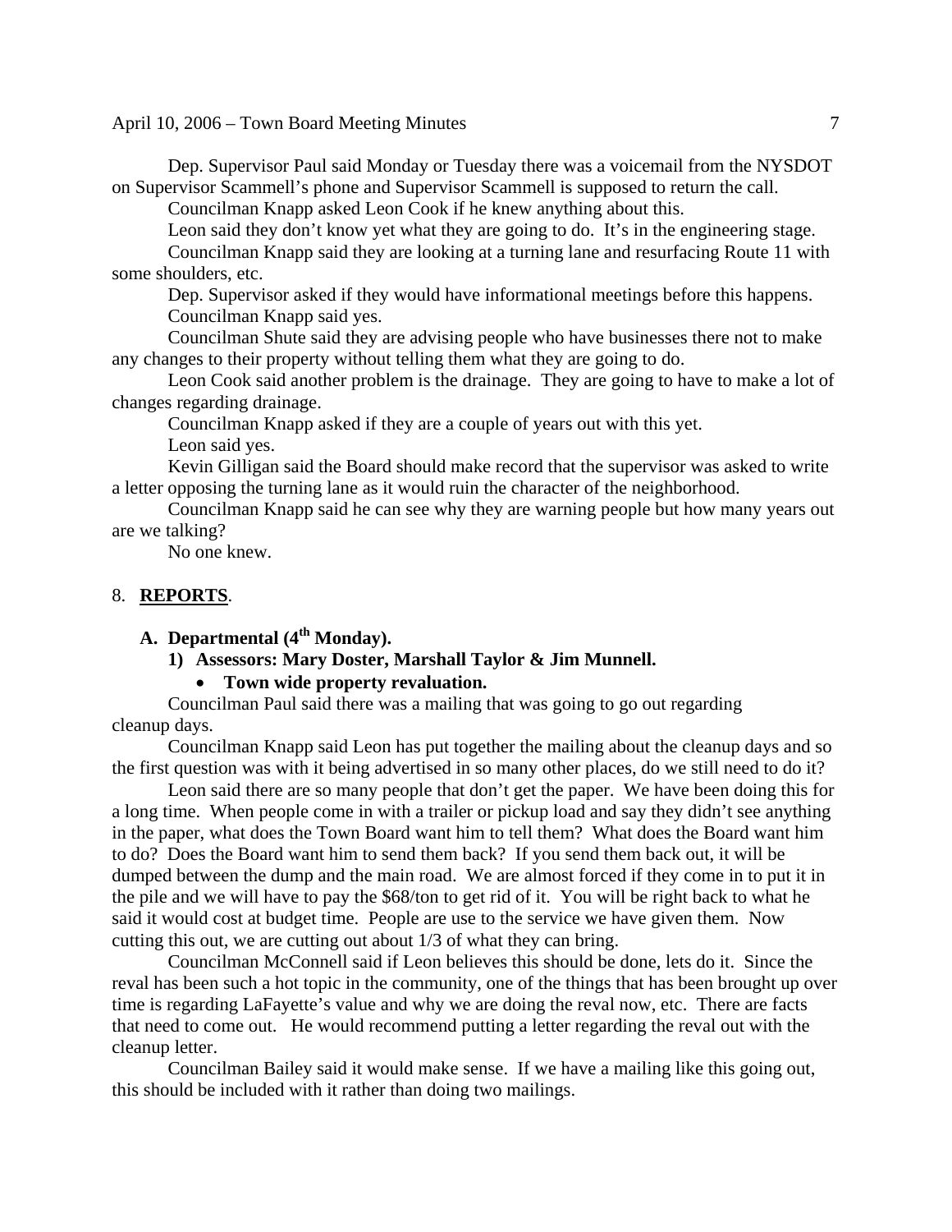Dep. Supervisor Paul said Monday or Tuesday there was a voicemail from the NYSDOT on Supervisor Scammell's phone and Supervisor Scammell is supposed to return the call.

Councilman Knapp asked Leon Cook if he knew anything about this.

Leon said they don't know yet what they are going to do. It's in the engineering stage.

Councilman Knapp said they are looking at a turning lane and resurfacing Route 11 with some shoulders, etc.

Dep. Supervisor asked if they would have informational meetings before this happens.

Councilman Knapp said yes.

Councilman Shute said they are advising people who have businesses there not to make any changes to their property without telling them what they are going to do.

Leon Cook said another problem is the drainage. They are going to have to make a lot of changes regarding drainage.

Councilman Knapp asked if they are a couple of years out with this yet.

Leon said yes.

Kevin Gilligan said the Board should make record that the supervisor was asked to write a letter opposing the turning lane as it would ruin the character of the neighborhood.

Councilman Knapp said he can see why they are warning people but how many years out are we talking?

No one knew.

8. **REPORTS**.

**A. Departmental (4th Monday).**

**1) Assessors: Mary Doster, Marshall Taylor & Jim Munnell.**

- **Town wide property revaluation.**

Councilman Paul said there was a mailing that was going to go out regarding cleanup days.

Councilman Knapp said Leon has put together the mailing about the cleanup days and so the first question was with it being advertised in so many other places, do we still need to do it?

Leon said there are so many people that don't get the paper. We have been doing this for a long time. When people come in with a trailer or pickup load and say they didn't see anything in the paper, what does the Town Board want him to tell them? What does the Board want him to do? Does the Board want him to send them back? If you send them back out, it will be dumped between the dump and the main road. We are almost forced if they come in to put it in the pile and we will have to pay the $68/ton to get rid of it. You will be right back to what he said it would cost at budget time. People are use to the service we have given them. Now cutting this out, we are cutting out about 1/3 of what they can bring.

Councilman McConnell said if Leon believes this should be done, lets do it. Since the reval has been such a hot topic in the community, one of the things that has been brought up over time is regarding LaFayette's value and why we are doing the reval now, etc. There are facts that need to come out. He would recommend putting a letter regarding the reval out with the cleanup letter.

Councilman Bailey said it would make sense. If we have a mailing like this going out, this should be included with it rather than doing two mailings.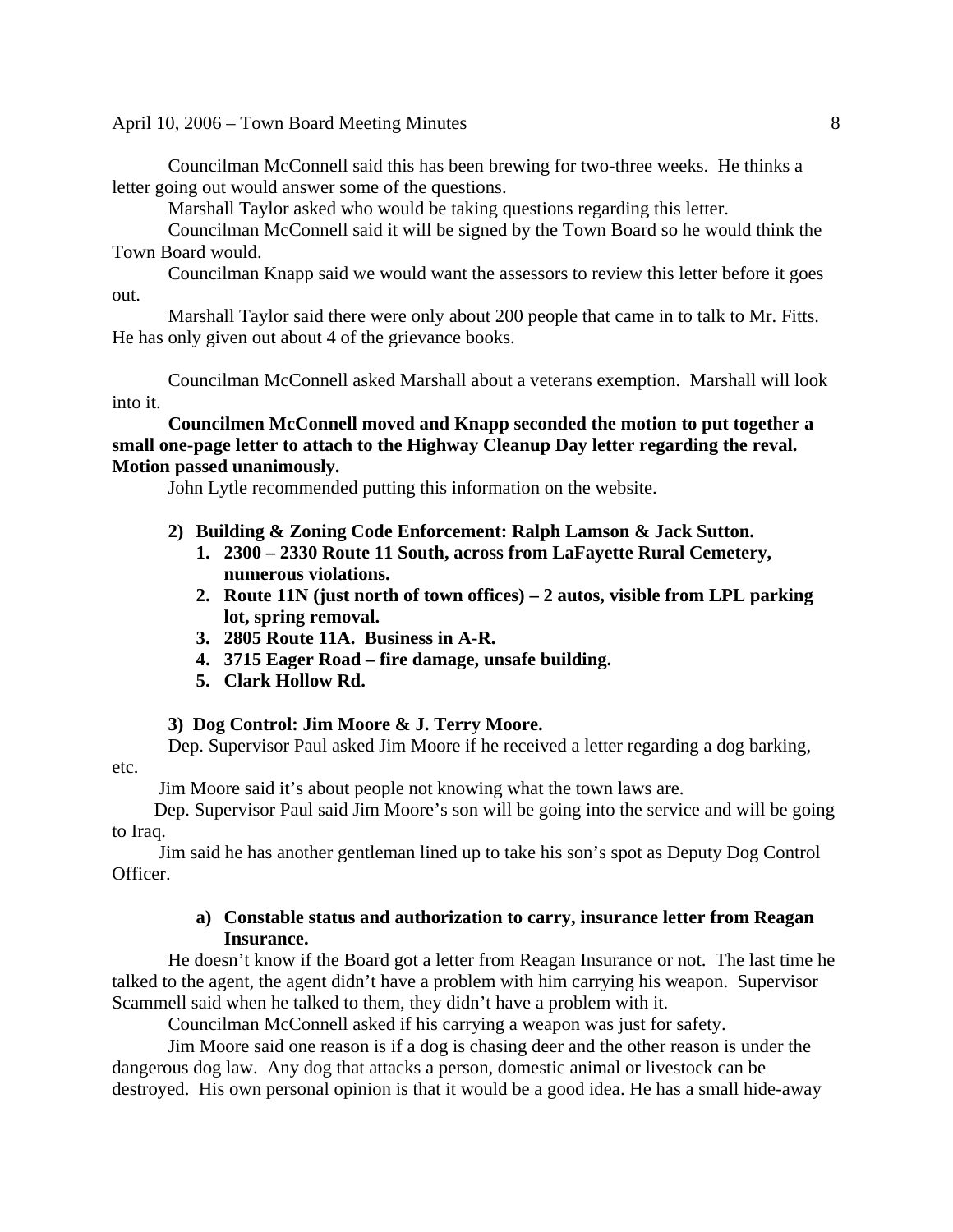Councilman McConnell said this has been brewing for two-three weeks. He thinks a letter going out would answer some of the questions.

Marshall Taylor asked who would be taking questions regarding this letter.

Councilman McConnell said it will be signed by the Town Board so he would think the Town Board would.

Councilman Knapp said we would want the assessors to review this letter before it goes out.

Marshall Taylor said there were only about 200 people that came in to talk to Mr. Fitts. He has only given out about 4 of the grievance books.

Councilman McConnell asked Marshall about a veterans exemption. Marshall will look into it.

**Councilmen McConnell moved and Knapp seconded the motion to put together a small one-page letter to attach to the Highway Cleanup Day letter regarding the reval. Motion passed unanimously.**

John Lytle recommended putting this information on the website.

**2) Building & Zoning Code Enforcement: Ralph Lamson & Jack Sutton.**

1. **2300 – 2330 Route 11 South, across from LaFayette Rural Cemetery, numerous violations.**
2. **Route 11N (just north of town offices) – 2 autos, visible from LPL parking lot, spring removal.**
3. **2805 Route 11A. Business in A-R.**
4. **3715 Eager Road – fire damage, unsafe building.**
5. **Clark Hollow Rd.**

**3) Dog Control: Jim Moore & J. Terry Moore.**

Dep. Supervisor Paul asked Jim Moore if he received a letter regarding a dog barking, etc.

Jim Moore said it's about people not knowing what the town laws are.

Dep. Supervisor Paul said Jim Moore's son will be going into the service and will be going to Iraq.

Jim said he has another gentleman lined up to take his son's spot as Deputy Dog Control Officer.

**a) Constable status and authorization to carry, insurance letter from Reagan Insurance.**

He doesn't know if the Board got a letter from Reagan Insurance or not. The last time he talked to the agent, the agent didn't have a problem with him carrying his weapon. Supervisor Scammell said when he talked to them, they didn't have a problem with it.

Councilman McConnell asked if his carrying a weapon was just for safety.

Jim Moore said one reason is if a dog is chasing deer and the other reason is under the dangerous dog law. Any dog that attacks a person, domestic animal or livestock can be destroyed. His own personal opinion is that it would be a good idea. He has a small hide-away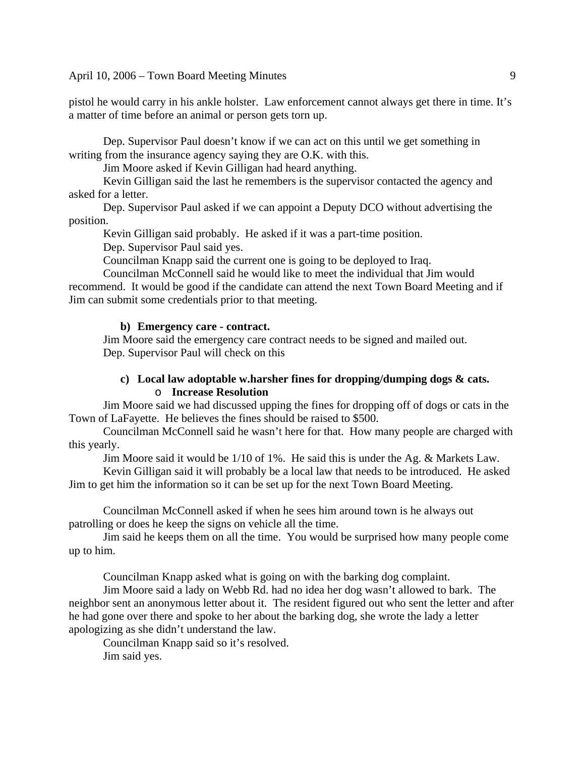pistol he would carry in his ankle holster. Law enforcement cannot always get there in time. It's a matter of time before an animal or person gets torn up.

Dep. Supervisor Paul doesn't know if we can act on this until we get something in writing from the insurance agency saying they are O.K. with this.

Jim Moore asked if Kevin Gilligan had heard anything.

Kevin Gilligan said the last he remembers is the supervisor contacted the agency and asked for a letter.

Dep. Supervisor Paul asked if we can appoint a Deputy DCO without advertising the position.

Kevin Gilligan said probably. He asked if it was a part-time position.

Dep. Supervisor Paul said yes.

Councilman Knapp said the current one is going to be deployed to Iraq.

Councilman McConnell said he would like to meet the individual that Jim would recommend. It would be good if the candidate can attend the next Town Board Meeting and if Jim can submit some credentials prior to that meeting.

**b) Emergency care - contract.**

Jim Moore said the emergency care contract needs to be signed and mailed out.

Dep. Supervisor Paul will check on this

**c) Local law adoptable w.harsher fines for dropping/dumping dogs & cats.**

- **Increase Resolution**

Jim Moore said we had discussed upping the fines for dropping off of dogs or cats in the Town of LaFayette. He believes the fines should be raised to $500.

Councilman McConnell said he wasn't here for that. How many people are charged with this yearly.

Jim Moore said it would be 1/10 of 1%. He said this is under the Ag. & Markets Law.

Kevin Gilligan said it will probably be a local law that needs to be introduced. He asked Jim to get him the information so it can be set up for the next Town Board Meeting.

Councilman McConnell asked if when he sees him around town is he always out patrolling or does he keep the signs on vehicle all the time.

Jim said he keeps them on all the time. You would be surprised how many people come up to him.

Councilman Knapp asked what is going on with the barking dog complaint.

Jim Moore said a lady on Webb Rd. had no idea her dog wasn't allowed to bark. The neighbor sent an anonymous letter about it. The resident figured out who sent the letter and after he had gone over there and spoke to her about the barking dog, she wrote the lady a letter apologizing as she didn't understand the law.

Councilman Knapp said so it's resolved.

Jim said yes.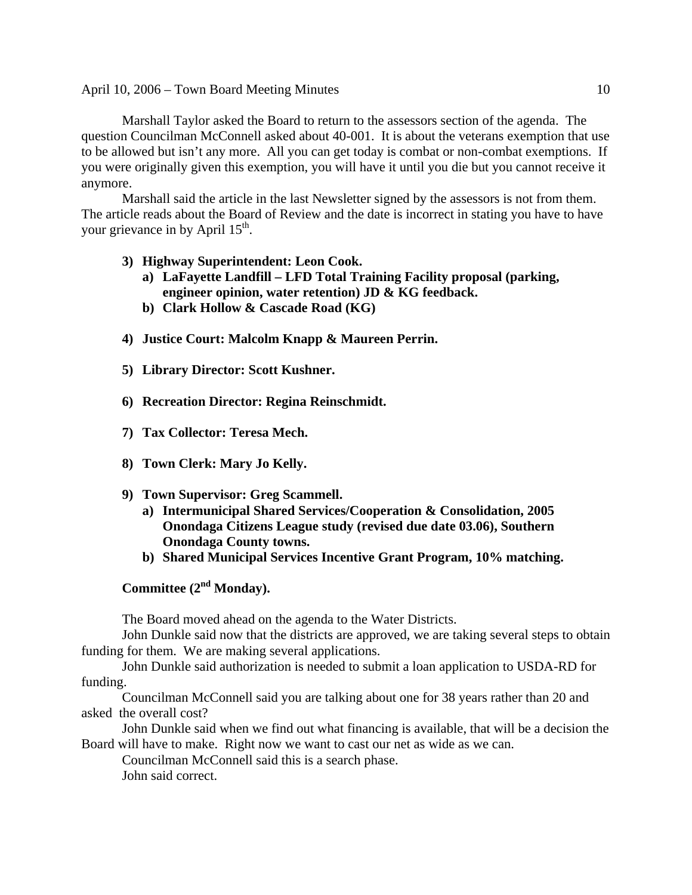Marshall Taylor asked the Board to return to the assessors section of the agenda. The question Councilman McConnell asked about 40-001. It is about the veterans exemption that use to be allowed but isn't any more. All you can get today is combat or non-combat exemptions. If you were originally given this exemption, you will have it until you die but you cannot receive it anymore.

Marshall said the article in the last Newsletter signed by the assessors is not from them. The article reads about the Board of Review and the date is incorrect in stating you have to have your grievance in by April 15th.

3) **Highway Superintendent: Leon Cook.**
   a) **LaFayette Landfill – LFD Total Training Facility proposal (parking, engineer opinion, water retention) JD & KG feedback.**
   b) **Clark Hollow & Cascade Road (KG)**

4) **Justice Court: Malcolm Knapp & Maureen Perrin.**

5) **Library Director: Scott Kushner.**

6) **Recreation Director: Regina Reinschmidt.**

7) **Tax Collector: Teresa Mech.**

8) **Town Clerk: Mary Jo Kelly.**

9) **Town Supervisor: Greg Scammell.**
   a) **Intermunicipal Shared Services/Cooperation & Consolidation, 2005 Onondaga Citizens League study (revised due date 03.06), Southern Onondaga County towns.**
   b) **Shared Municipal Services Incentive Grant Program, 10% matching.**

**Committee (2nd Monday).**

The Board moved ahead on the agenda to the Water Districts.

John Dunkle said now that the districts are approved, we are taking several steps to obtain funding for them. We are making several applications.

John Dunkle said authorization is needed to submit a loan application to USDA-RD for funding.

Councilman McConnell said you are talking about one for 38 years rather than 20 and asked the overall cost?

John Dunkle said when we find out what financing is available, that will be a decision the Board will have to make. Right now we want to cast our net as wide as we can.

Councilman McConnell said this is a search phase.

John said correct.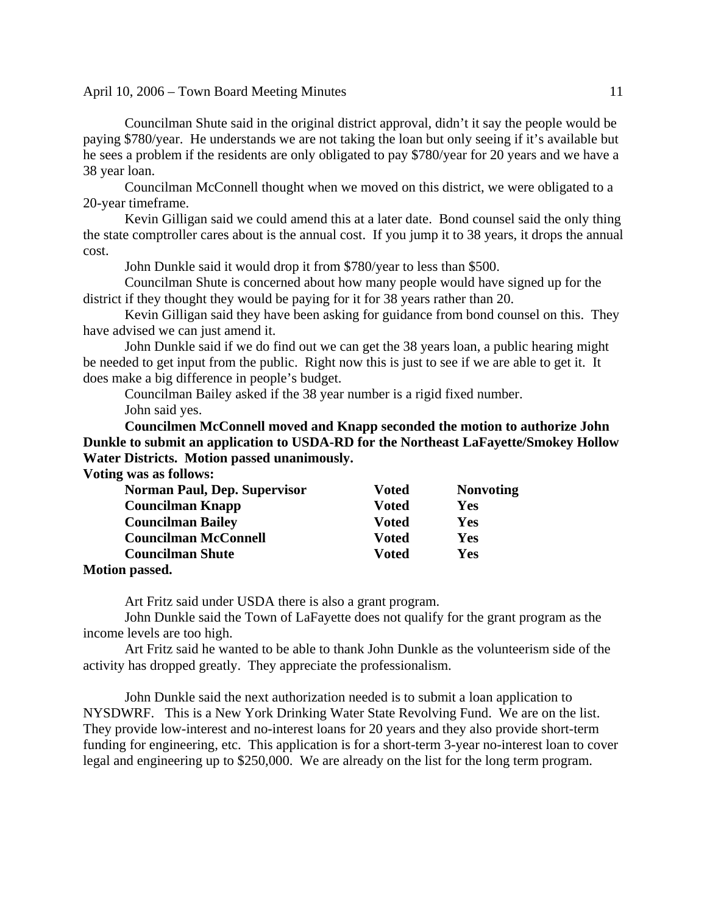Councilman Shute said in the original district approval, didn't it say the people would be paying $780/year. He understands we are not taking the loan but only seeing if it's available but he sees a problem if the residents are only obligated to pay $780/year for 20 years and we have a 38 year loan.

Councilman McConnell thought when we moved on this district, we were obligated to a 20-year timeframe.

Kevin Gilligan said we could amend this at a later date. Bond counsel said the only thing the state comptroller cares about is the annual cost. If you jump it to 38 years, it drops the annual cost.

John Dunkle said it would drop it from $780/year to less than $500.

Councilman Shute is concerned about how many people would have signed up for the district if they thought they would be paying for it for 38 years rather than 20.

Kevin Gilligan said they have been asking for guidance from bond counsel on this. They have advised we can just amend it.

John Dunkle said if we do find out we can get the 38 years loan, a public hearing might be needed to get input from the public. Right now this is just to see if we are able to get it. It does make a big difference in people's budget.

Councilman Bailey asked if the 38 year number is a rigid fixed number.

John said yes.

**Councilmen McConnell moved and Knapp seconded the motion to authorize John Dunkle to submit an application to USDA-RD for the Northeast LaFayette/Smokey Hollow Water Districts. Motion passed unanimously.**

**Voting was as follows:**

| | | |
|---|---|---|
| **Norman Paul, Dep. Supervisor** | **Voted** | **Nonvoting** |
| **Councilman Knapp** | **Voted** | **Yes** |
| **Councilman Bailey** | **Voted** | **Yes** |
| **Councilman McConnell** | **Voted** | **Yes** |
| **Councilman Shute** | **Voted** | **Yes** |

**Motion passed.**

Art Fritz said under USDA there is also a grant program.

John Dunkle said the Town of LaFayette does not qualify for the grant program as the income levels are too high.

Art Fritz said he wanted to be able to thank John Dunkle as the volunteerism side of the activity has dropped greatly. They appreciate the professionalism.

John Dunkle said the next authorization needed is to submit a loan application to NYSDWRF. This is a New York Drinking Water State Revolving Fund. We are on the list. They provide low-interest and no-interest loans for 20 years and they also provide short-term funding for engineering, etc. This application is for a short-term 3-year no-interest loan to cover legal and engineering up to $250,000. We are already on the list for the long term program.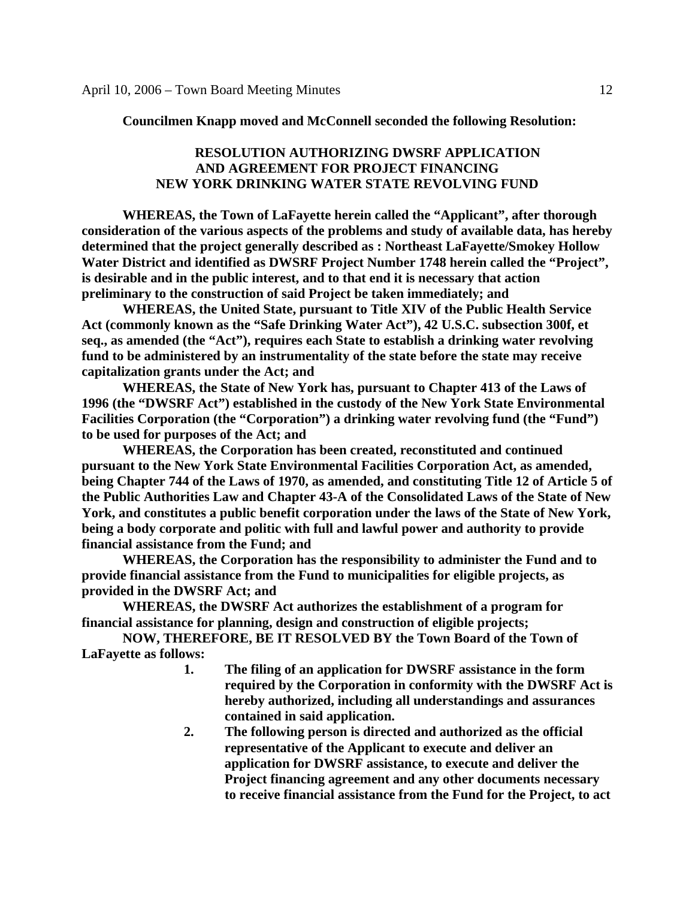**Councilmen Knapp moved and McConnell seconded the following Resolution:**

**RESOLUTION AUTHORIZING DWSRF APPLICATION AND AGREEMENT FOR PROJECT FINANCING NEW YORK DRINKING WATER STATE REVOLVING FUND**

**WHEREAS, the Town of LaFayette herein called the "Applicant", after thorough consideration of the various aspects of the problems and study of available data, has hereby determined that the project generally described as : Northeast LaFayette/Smokey Hollow Water District and identified as DWSRF Project Number 1748 herein called the "Project", is desirable and in the public interest, and to that end it is necessary that action preliminary to the construction of said Project be taken immediately; and**

**WHEREAS, the United State, pursuant to Title XIV of the Public Health Service Act (commonly known as the "Safe Drinking Water Act"), 42 U.S.C. subsection 300f, et seq., as amended (the "Act"), requires each State to establish a drinking water revolving fund to be administered by an instrumentality of the state before the state may receive capitalization grants under the Act; and**

**WHEREAS, the State of New York has, pursuant to Chapter 413 of the Laws of 1996 (the "DWSRF Act") established in the custody of the New York State Environmental Facilities Corporation (the "Corporation") a drinking water revolving fund (the "Fund") to be used for purposes of the Act; and**

**WHEREAS, the Corporation has been created, reconstituted and continued pursuant to the New York State Environmental Facilities Corporation Act, as amended, being Chapter 744 of the Laws of 1970, as amended, and constituting Title 12 of Article 5 of the Public Authorities Law and Chapter 43-A of the Consolidated Laws of the State of New York, and constitutes a public benefit corporation under the laws of the State of New York, being a body corporate and politic with full and lawful power and authority to provide financial assistance from the Fund; and**

**WHEREAS, the Corporation has the responsibility to administer the Fund and to provide financial assistance from the Fund to municipalities for eligible projects, as provided in the DWSRF Act; and**

**WHEREAS, the DWSRF Act authorizes the establishment of a program for financial assistance for planning, design and construction of eligible projects;**

**NOW, THEREFORE, BE IT RESOLVED BY the Town Board of the Town of LaFayette as follows:**

1. **The filing of an application for DWSRF assistance in the form required by the Corporation in conformity with the DWSRF Act is hereby authorized, including all understandings and assurances contained in said application.**
2. **The following person is directed and authorized as the official representative of the Applicant to execute and deliver an application for DWSRF assistance, to execute and deliver the Project financing agreement and any other documents necessary to receive financial assistance from the Fund for the Project, to act**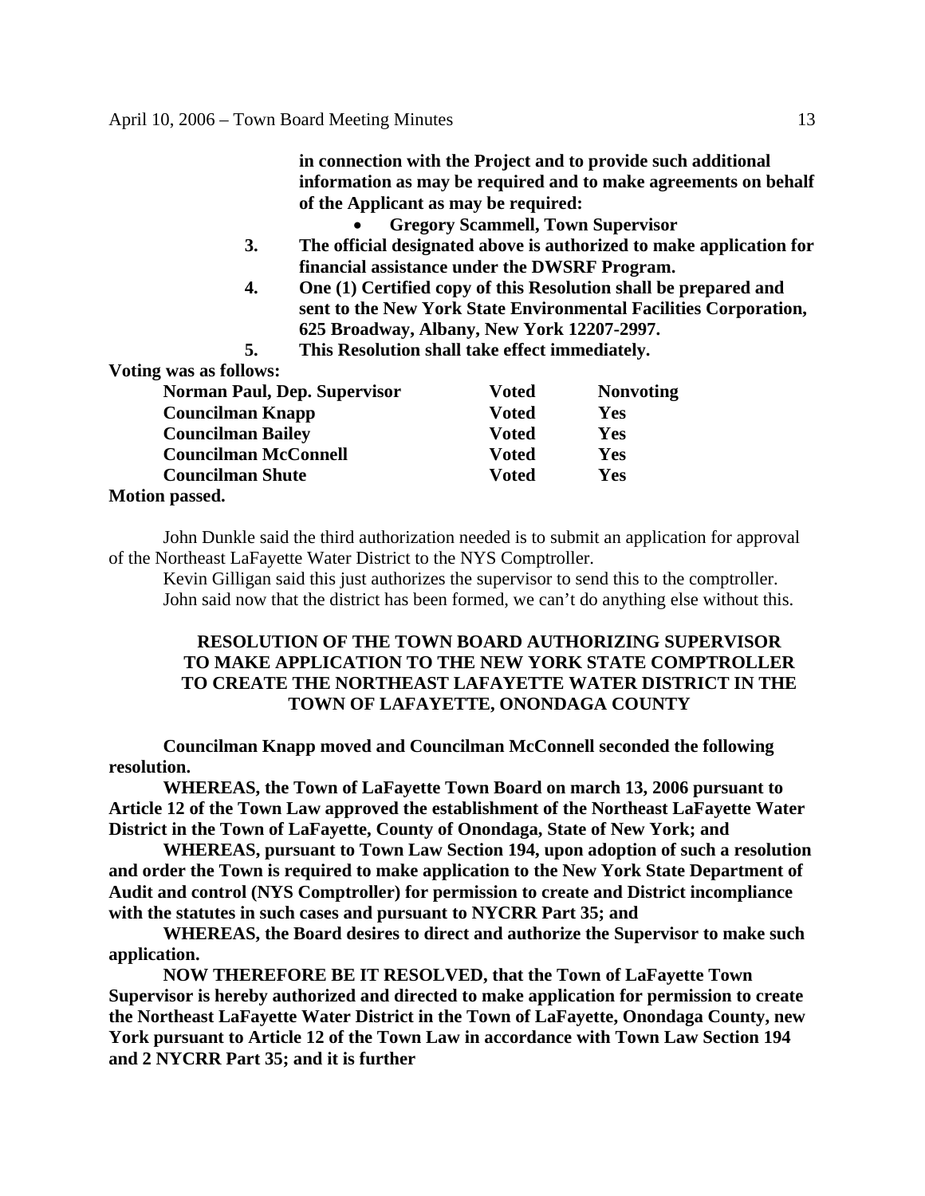**in connection with the Project and to provide such additional information as may be required and to make agreements on behalf of the Applicant as may be required:**

- **Gregory Scammell, Town Supervisor**

3. **The official designated above is authorized to make application for financial assistance under the DWSRF Program.**
4. **One (1) Certified copy of this Resolution shall be prepared and sent to the New York State Environmental Facilities Corporation, 625 Broadway, Albany, New York 12207-2997.**
5. **This Resolution shall take effect immediately.**

**Voting was as follows:**

| | | |
|---|---|---|
| **Norman Paul, Dep. Supervisor** | **Voted** | **Nonvoting** |
| **Councilman Knapp** | **Voted** | **Yes** |
| **Councilman Bailey** | **Voted** | **Yes** |
| **Councilman McConnell** | **Voted** | **Yes** |
| **Councilman Shute** | **Voted** | **Yes** |

**Motion passed.**

John Dunkle said the third authorization needed is to submit an application for approval of the Northeast LaFayette Water District to the NYS Comptroller.

Kevin Gilligan said this just authorizes the supervisor to send this to the comptroller.

John said now that the district has been formed, we can't do anything else without this.

**RESOLUTION OF THE TOWN BOARD AUTHORIZING SUPERVISOR TO MAKE APPLICATION TO THE NEW YORK STATE COMPTROLLER TO CREATE THE NORTHEAST LAFAYETTE WATER DISTRICT IN THE TOWN OF LAFAYETTE, ONONDAGA COUNTY**

**Councilman Knapp moved and Councilman McConnell seconded the following resolution.**

**WHEREAS, the Town of LaFayette Town Board on march 13, 2006 pursuant to Article 12 of the Town Law approved the establishment of the Northeast LaFayette Water District in the Town of LaFayette, County of Onondaga, State of New York; and**

**WHEREAS, pursuant to Town Law Section 194, upon adoption of such a resolution and order the Town is required to make application to the New York State Department of Audit and control (NYS Comptroller) for permission to create and District incompliance with the statutes in such cases and pursuant to NYCRR Part 35; and**

**WHEREAS, the Board desires to direct and authorize the Supervisor to make such application.**

**NOW THEREFORE BE IT RESOLVED, that the Town of LaFayette Town Supervisor is hereby authorized and directed to make application for permission to create the Northeast LaFayette Water District in the Town of LaFayette, Onondaga County, new York pursuant to Article 12 of the Town Law in accordance with Town Law Section 194 and 2 NYCRR Part 35; and it is further**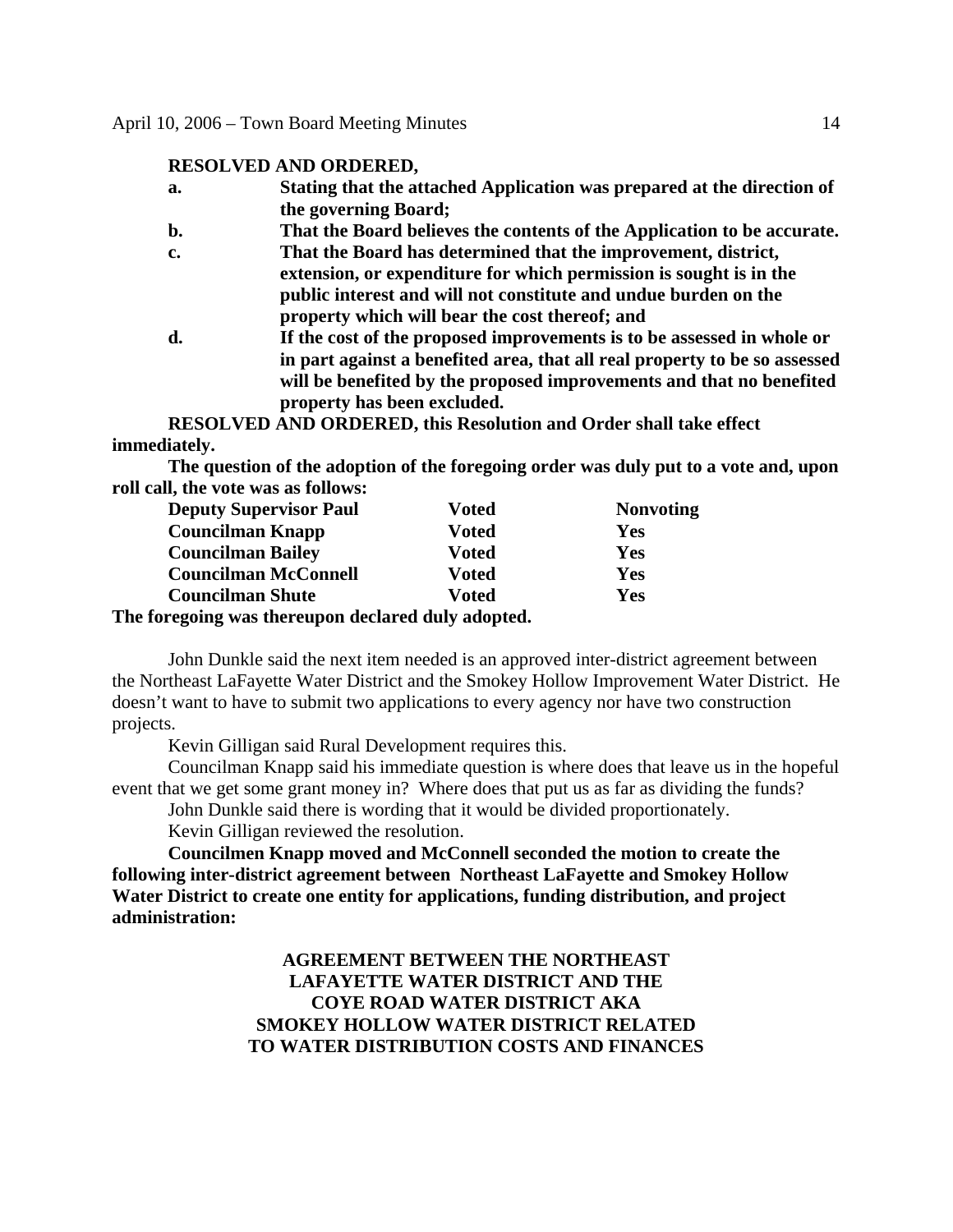**RESOLVED AND ORDERED,**

- **a.** **Stating that the attached Application was prepared at the direction of the governing Board;**
- **b.** **That the Board believes the contents of the Application to be accurate.**
- **c.** **That the Board has determined that the improvement, district, extension, or expenditure for which permission is sought is in the public interest and will not constitute and undue burden on the property which will bear the cost thereof; and**
- **d.** **If the cost of the proposed improvements is to be assessed in whole or in part against a benefited area, that all real property to be so assessed will be benefited by the proposed improvements and that no benefited property has been excluded.**

**RESOLVED AND ORDERED, this Resolution and Order shall take effect immediately.**

**The question of the adoption of the foregoing order was duly put to a vote and, upon roll call, the vote was as follows:**

| | | |
|---|---|---|
| **Deputy Supervisor Paul** | **Voted** | **Nonvoting** |
| **Councilman Knapp** | **Voted** | **Yes** |
| **Councilman Bailey** | **Voted** | **Yes** |
| **Councilman McConnell** | **Voted** | **Yes** |
| **Councilman Shute** | **Voted** | **Yes** |

**The foregoing was thereupon declared duly adopted.**

John Dunkle said the next item needed is an approved inter-district agreement between the Northeast LaFayette Water District and the Smokey Hollow Improvement Water District. He doesn't want to have to submit two applications to every agency nor have two construction projects.

Kevin Gilligan said Rural Development requires this.

Councilman Knapp said his immediate question is where does that leave us in the hopeful event that we get some grant money in? Where does that put us as far as dividing the funds?

John Dunkle said there is wording that it would be divided proportionately.

Kevin Gilligan reviewed the resolution.

**Councilmen Knapp moved and McConnell seconded the motion to create the following inter-district agreement between Northeast LaFayette and Smokey Hollow Water District to create one entity for applications, funding distribution, and project administration:**

**AGREEMENT BETWEEN THE NORTHEAST LAFAYETTE WATER DISTRICT AND THE COYE ROAD WATER DISTRICT AKA SMOKEY HOLLOW WATER DISTRICT RELATED TO WATER DISTRIBUTION COSTS AND FINANCES**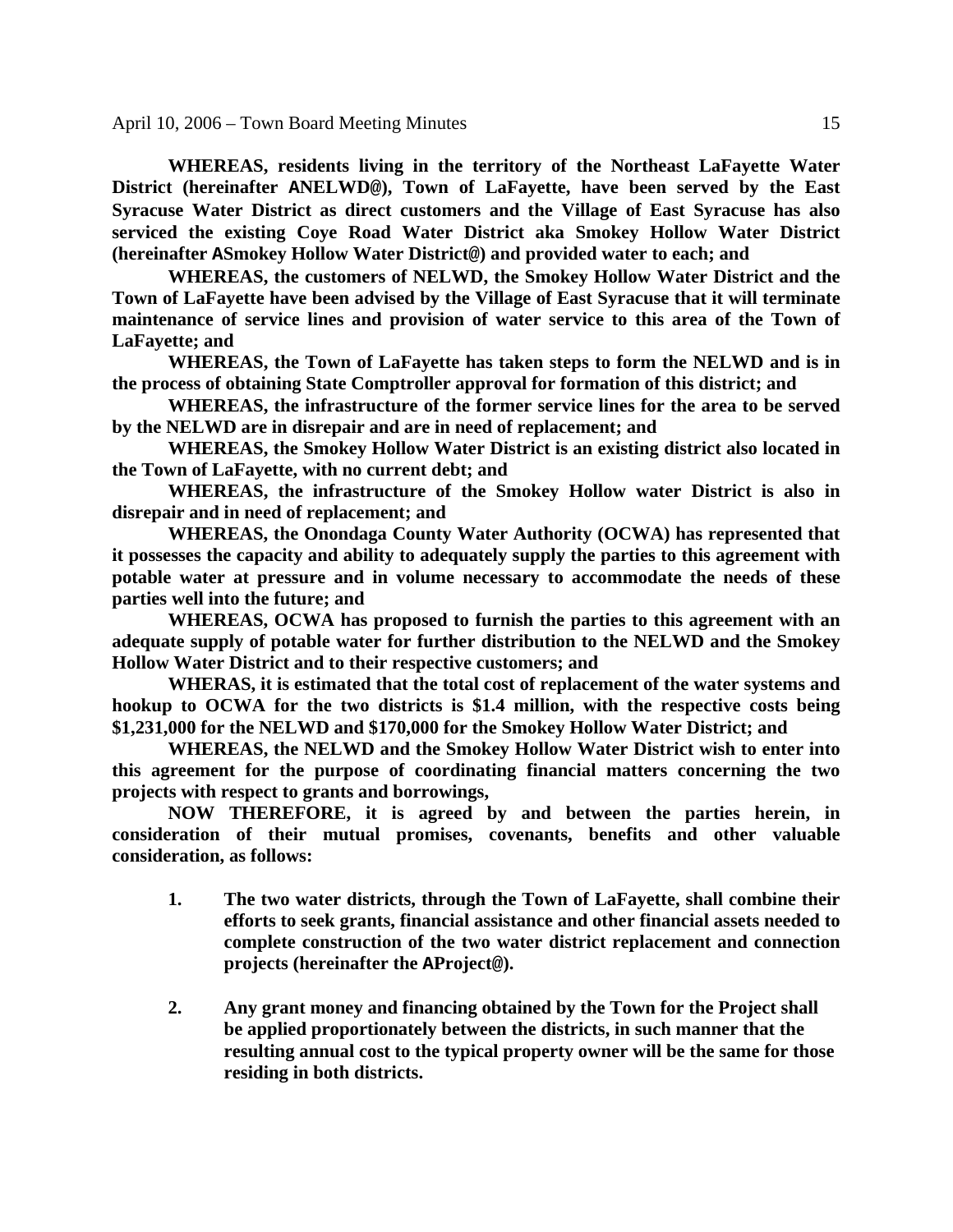**WHEREAS, residents living in the territory of the Northeast LaFayette Water District (hereinafter ANELWD@), Town of LaFayette, have been served by the East Syracuse Water District as direct customers and the Village of East Syracuse has also serviced the existing Coye Road Water District aka Smokey Hollow Water District (hereinafter ASmokey Hollow Water District@) and provided water to each; and**

**WHEREAS, the customers of NELWD, the Smokey Hollow Water District and the Town of LaFayette have been advised by the Village of East Syracuse that it will terminate maintenance of service lines and provision of water service to this area of the Town of LaFayette; and**

**WHEREAS, the Town of LaFayette has taken steps to form the NELWD and is in the process of obtaining State Comptroller approval for formation of this district; and**

**WHEREAS, the infrastructure of the former service lines for the area to be served by the NELWD are in disrepair and are in need of replacement; and**

**WHEREAS, the Smokey Hollow Water District is an existing district also located in the Town of LaFayette, with no current debt; and**

**WHEREAS, the infrastructure of the Smokey Hollow water District is also in disrepair and in need of replacement; and**

**WHEREAS, the Onondaga County Water Authority (OCWA) has represented that it possesses the capacity and ability to adequately supply the parties to this agreement with potable water at pressure and in volume necessary to accommodate the needs of these parties well into the future; and**

**WHEREAS, OCWA has proposed to furnish the parties to this agreement with an adequate supply of potable water for further distribution to the NELWD and the Smokey Hollow Water District and to their respective customers; and**

**WHERAS, it is estimated that the total cost of replacement of the water systems and hookup to OCWA for the two districts is $1.4 million, with the respective costs being $1,231,000 for the NELWD and $170,000 for the Smokey Hollow Water District; and**

**WHEREAS, the NELWD and the Smokey Hollow Water District wish to enter into this agreement for the purpose of coordinating financial matters concerning the two projects with respect to grants and borrowings,**

**NOW THEREFORE, it is agreed by and between the parties herein, in consideration of their mutual promises, covenants, benefits and other valuable consideration, as follows:**

1. **The two water districts, through the Town of LaFayette, shall combine their efforts to seek grants, financial assistance and other financial assets needed to complete construction of the two water district replacement and connection projects (hereinafter the AProject@).**

2. **Any grant money and financing obtained by the Town for the Project shall be applied proportionately between the districts, in such manner that the resulting annual cost to the typical property owner will be the same for those residing in both districts.**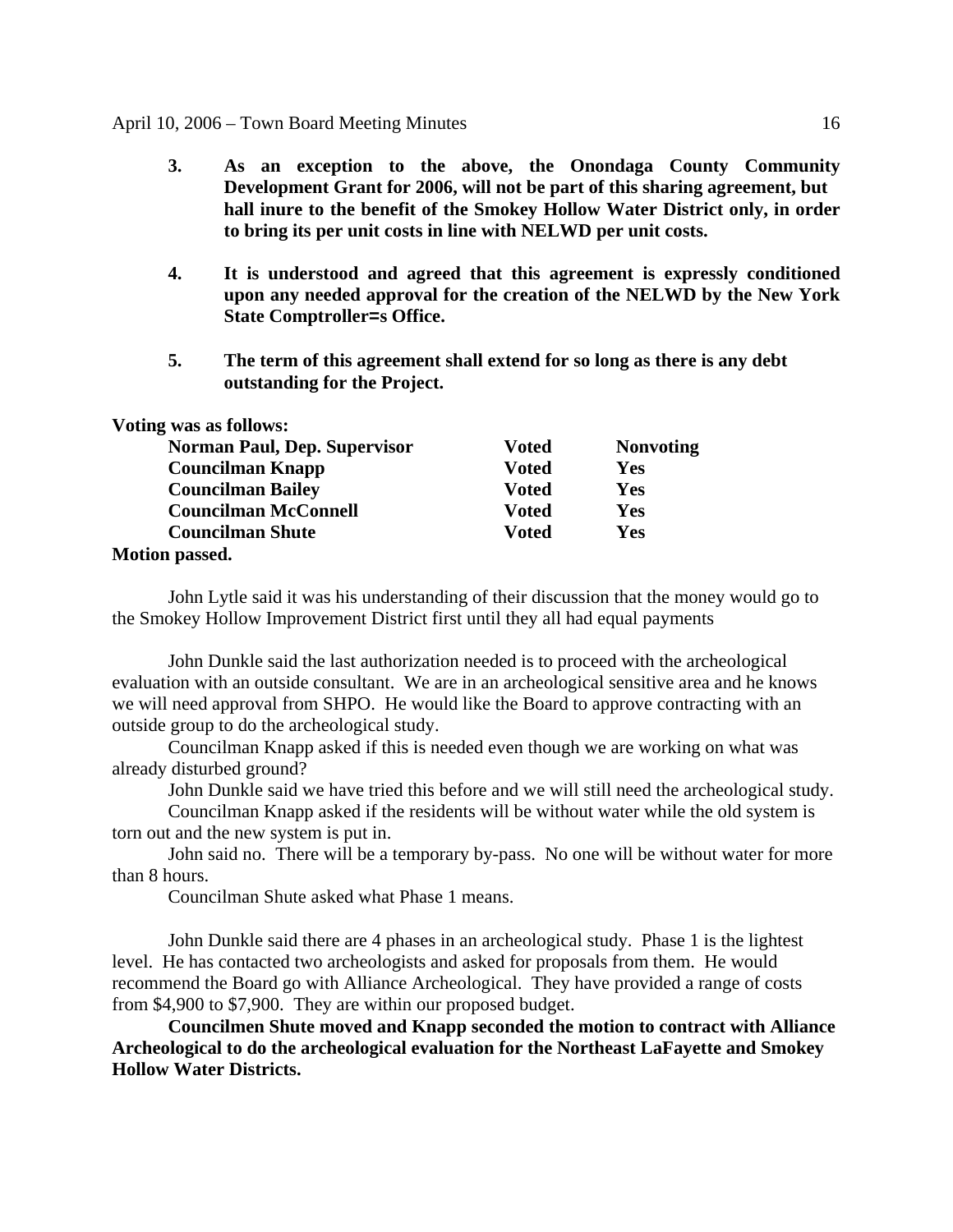3. **As an exception to the above, the Onondaga County Community Development Grant for 2006, will not be part of this sharing agreement, but hall inure to the benefit of the Smokey Hollow Water District only, in order to bring its per unit costs in line with NELWD per unit costs.**

4. **It is understood and agreed that this agreement is expressly conditioned upon any needed approval for the creation of the NELWD by the New York State Comptroller=s Office.**

5. **The term of this agreement shall extend for so long as there is any debt outstanding for the Project.**

**Voting was as follows:**

| | | |
|---|---|---|
| **Norman Paul, Dep. Supervisor** | **Voted** | **Nonvoting** |
| **Councilman Knapp** | **Voted** | **Yes** |
| **Councilman Bailey** | **Voted** | **Yes** |
| **Councilman McConnell** | **Voted** | **Yes** |
| **Councilman Shute** | **Voted** | **Yes** |

**Motion passed.**

John Lytle said it was his understanding of their discussion that the money would go to the Smokey Hollow Improvement District first until they all had equal payments

John Dunkle said the last authorization needed is to proceed with the archeological evaluation with an outside consultant. We are in an archeological sensitive area and he knows we will need approval from SHPO. He would like the Board to approve contracting with an outside group to do the archeological study.

Councilman Knapp asked if this is needed even though we are working on what was already disturbed ground?

John Dunkle said we have tried this before and we will still need the archeological study.

Councilman Knapp asked if the residents will be without water while the old system is torn out and the new system is put in.

John said no. There will be a temporary by-pass. No one will be without water for more than 8 hours.

Councilman Shute asked what Phase 1 means.

John Dunkle said there are 4 phases in an archeological study. Phase 1 is the lightest level. He has contacted two archeologists and asked for proposals from them. He would recommend the Board go with Alliance Archeological. They have provided a range of costs from $4,900 to $7,900. They are within our proposed budget.

**Councilmen Shute moved and Knapp seconded the motion to contract with Alliance Archeological to do the archeological evaluation for the Northeast LaFayette and Smokey Hollow Water Districts.**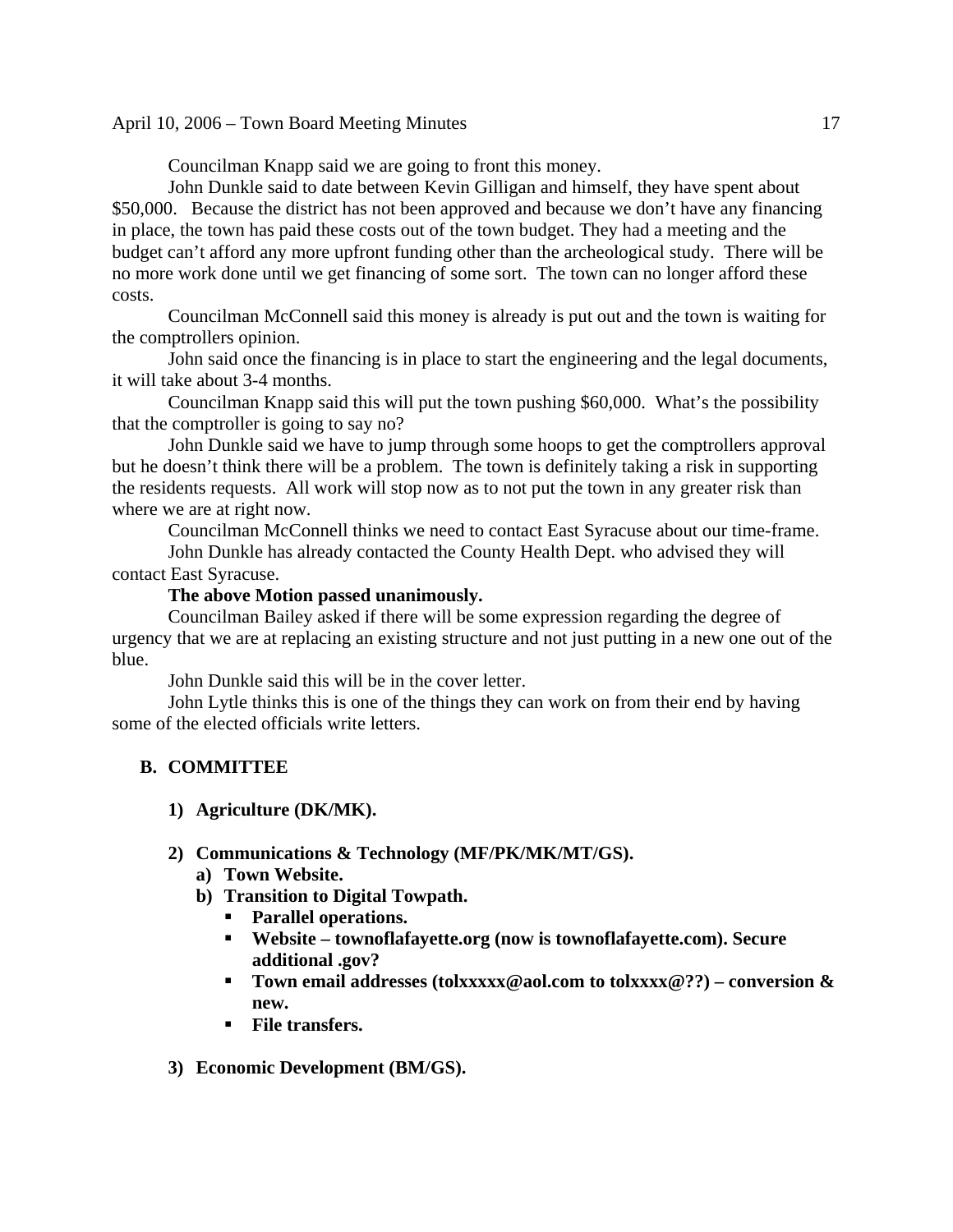Councilman Knapp said we are going to front this money.

John Dunkle said to date between Kevin Gilligan and himself, they have spent about $50,000. Because the district has not been approved and because we don't have any financing in place, the town has paid these costs out of the town budget. They had a meeting and the budget can't afford any more upfront funding other than the archeological study. There will be no more work done until we get financing of some sort. The town can no longer afford these costs.

Councilman McConnell said this money is already is put out and the town is waiting for the comptrollers opinion.

John said once the financing is in place to start the engineering and the legal documents, it will take about 3-4 months.

Councilman Knapp said this will put the town pushing $60,000. What's the possibility that the comptroller is going to say no?

John Dunkle said we have to jump through some hoops to get the comptrollers approval but he doesn't think there will be a problem. The town is definitely taking a risk in supporting the residents requests. All work will stop now as to not put the town in any greater risk than where we are at right now.

Councilman McConnell thinks we need to contact East Syracuse about our time-frame.

John Dunkle has already contacted the County Health Dept. who advised they will contact East Syracuse.

**The above Motion passed unanimously.**

Councilman Bailey asked if there will be some expression regarding the degree of urgency that we are at replacing an existing structure and not just putting in a new one out of the blue.

John Dunkle said this will be in the cover letter.

John Lytle thinks this is one of the things they can work on from their end by having some of the elected officials write letters.

**B. COMMITTEE**

1) **Agriculture (DK/MK).**

2) **Communications & Technology (MF/PK/MK/MT/GS).**
   a) **Town Website.**
   b) **Transition to Digital Towpath.**
      - **Parallel operations.**
      - **Website – townoflafayette.org (now is townoflafayette.com). Secure additional .gov?**
      - **Town email addresses (tolxxxxx@aol.com to tolxxxx@??) – conversion & new.**
      - **File transfers.**

3) **Economic Development (BM/GS).**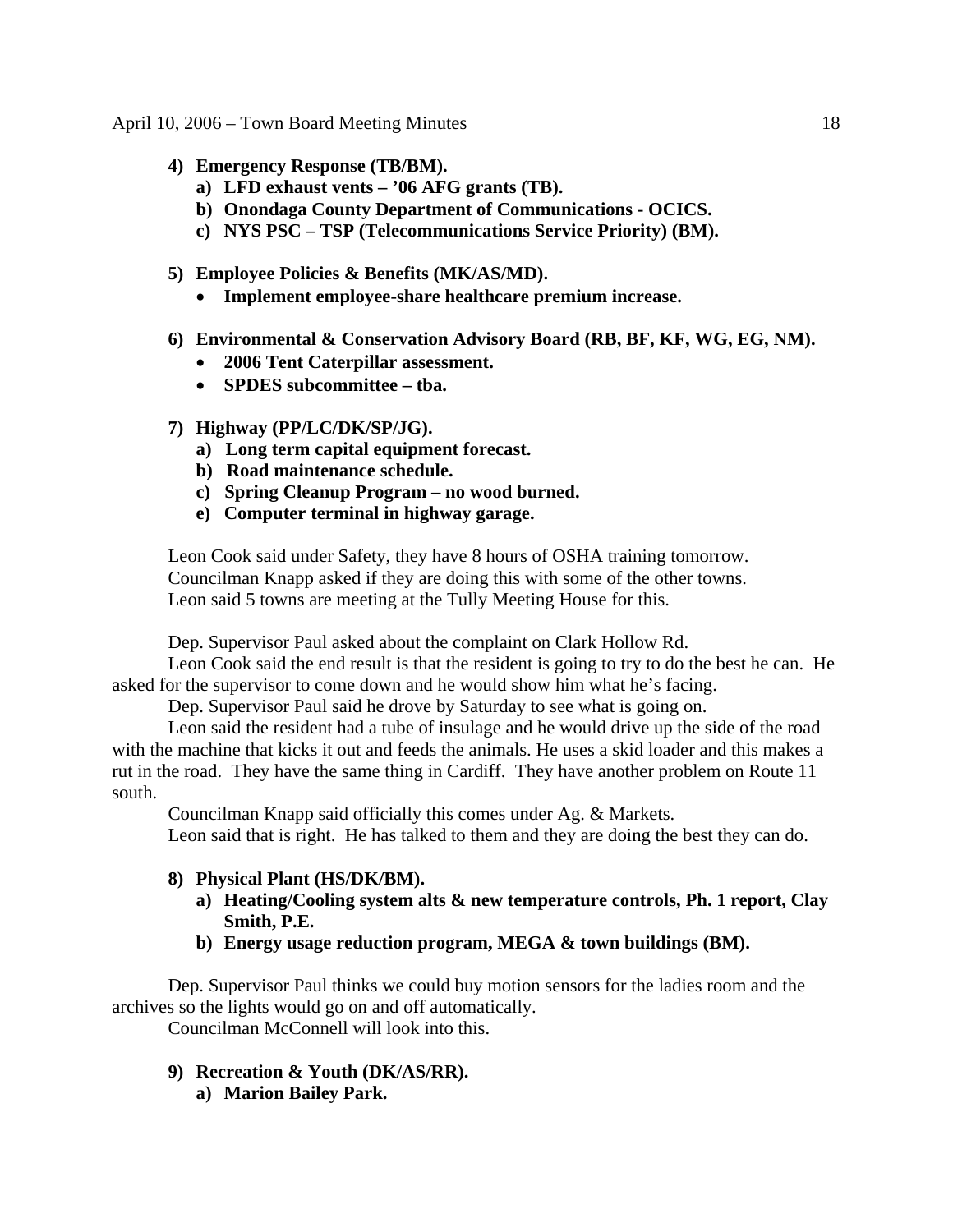**4) Emergency Response (TB/BM).**

**a) LFD exhaust vents – ’06 AFG grants (TB).**

**b) Onondaga County Department of Communications - OCICS.**

**c) NYS PSC – TSP (Telecommunications Service Priority) (BM).**

**5) Employee Policies & Benefits (MK/AS/MD).**

- **Implement employee-share healthcare premium increase.**

**6) Environmental & Conservation Advisory Board (RB, BF, KF, WG, EG, NM).**

- **2006 Tent Caterpillar assessment.**
- **SPDES subcommittee – tba.**

**7) Highway (PP/LC/DK/SP/JG).**

**a) Long term capital equipment forecast.**

**b) Road maintenance schedule.**

**c) Spring Cleanup Program – no wood burned.**

**e) Computer terminal in highway garage.**

Leon Cook said under Safety, they have 8 hours of OSHA training tomorrow.
Councilman Knapp asked if they are doing this with some of the other towns.
Leon said 5 towns are meeting at the Tully Meeting House for this.

Dep. Supervisor Paul asked about the complaint on Clark Hollow Rd.

Leon Cook said the end result is that the resident is going to try to do the best he can. He asked for the supervisor to come down and he would show him what he’s facing.

Dep. Supervisor Paul said he drove by Saturday to see what is going on.

Leon said the resident had a tube of insulage and he would drive up the side of the road with the machine that kicks it out and feeds the animals. He uses a skid loader and this makes a rut in the road. They have the same thing in Cardiff. They have another problem on Route 11 south.

Councilman Knapp said officially this comes under Ag. & Markets.

Leon said that is right. He has talked to them and they are doing the best they can do.

**8) Physical Plant (HS/DK/BM).**

**a) Heating/Cooling system alts & new temperature controls, Ph. 1 report, Clay Smith, P.E.**

**b) Energy usage reduction program, MEGA & town buildings (BM).**

Dep. Supervisor Paul thinks we could buy motion sensors for the ladies room and the archives so the lights would go on and off automatically.

Councilman McConnell will look into this.

**9) Recreation & Youth (DK/AS/RR).**

**a) Marion Bailey Park.**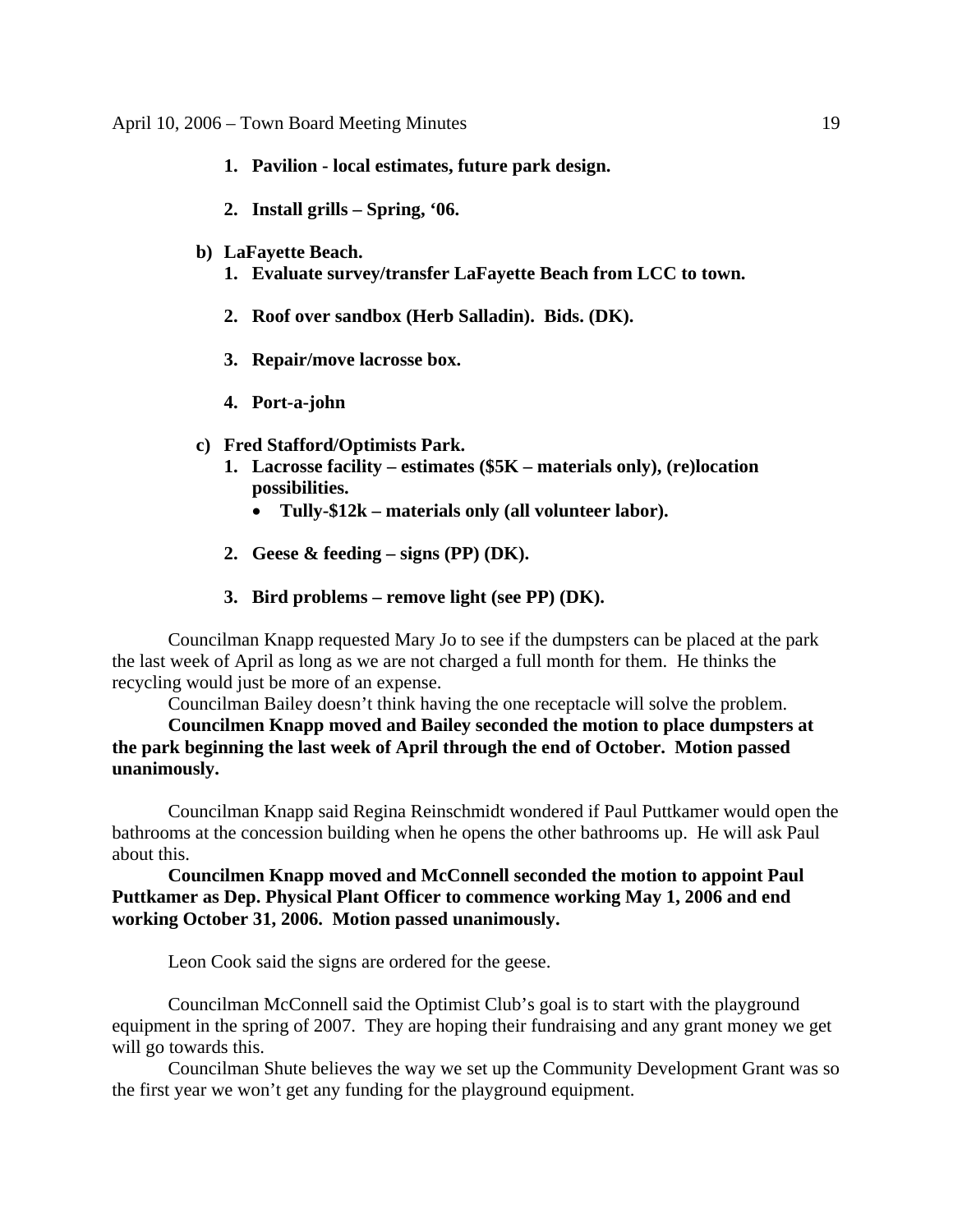1. **Pavilion - local estimates, future park design.**

2. **Install grills – Spring, '06.**

b) **LaFayette Beach.**

   1. **Evaluate survey/transfer LaFayette Beach from LCC to town.**

   2. **Roof over sandbox (Herb Salladin). Bids. (DK).**

   3. **Repair/move lacrosse box.**

   4. **Port-a-john**

c) **Fred Stafford/Optimists Park.**

   1. **Lacrosse facility – estimates ($5K – materials only), (re)location possibilities.**
      - **Tully-$12k – materials only (all volunteer labor).**

   2. **Geese & feeding – signs (PP) (DK).**

   3. **Bird problems – remove light (see PP) (DK).**

Councilman Knapp requested Mary Jo to see if the dumpsters can be placed at the park the last week of April as long as we are not charged a full month for them. He thinks the recycling would just be more of an expense.

Councilman Bailey doesn't think having the one receptacle will solve the problem.

**Councilmen Knapp moved and Bailey seconded the motion to place dumpsters at the park beginning the last week of April through the end of October. Motion passed unanimously.**

Councilman Knapp said Regina Reinschmidt wondered if Paul Puttkamer would open the bathrooms at the concession building when he opens the other bathrooms up. He will ask Paul about this.

**Councilmen Knapp moved and McConnell seconded the motion to appoint Paul Puttkamer as Dep. Physical Plant Officer to commence working May 1, 2006 and end working October 31, 2006. Motion passed unanimously.**

Leon Cook said the signs are ordered for the geese.

Councilman McConnell said the Optimist Club's goal is to start with the playground equipment in the spring of 2007. They are hoping their fundraising and any grant money we get will go towards this.

Councilman Shute believes the way we set up the Community Development Grant was so the first year we won't get any funding for the playground equipment.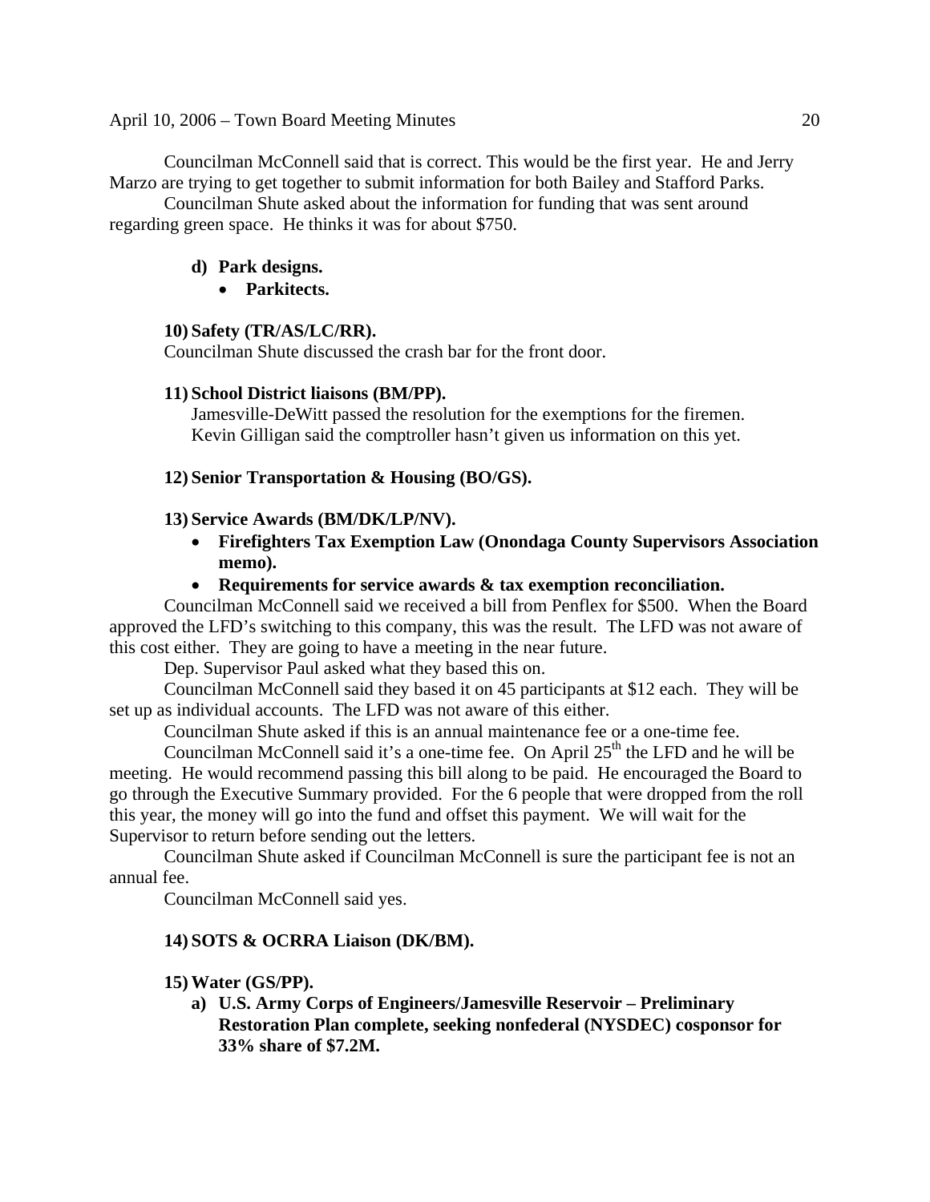Councilman McConnell said that is correct. This would be the first year. He and Jerry Marzo are trying to get together to submit information for both Bailey and Stafford Parks.

Councilman Shute asked about the information for funding that was sent around regarding green space. He thinks it was for about $750.

**d) Park designs.**

- **Parkitects.**

**10) Safety (TR/AS/LC/RR).**

Councilman Shute discussed the crash bar for the front door.

**11) School District liaisons (BM/PP).**

Jamesville-DeWitt passed the resolution for the exemptions for the firemen. Kevin Gilligan said the comptroller hasn't given us information on this yet.

**12) Senior Transportation & Housing (BO/GS).**

**13) Service Awards (BM/DK/LP/NV).**

- **Firefighters Tax Exemption Law (Onondaga County Supervisors Association memo).**
- **Requirements for service awards & tax exemption reconciliation.**

Councilman McConnell said we received a bill from Penflex for $500. When the Board approved the LFD's switching to this company, this was the result. The LFD was not aware of this cost either. They are going to have a meeting in the near future.

Dep. Supervisor Paul asked what they based this on.

Councilman McConnell said they based it on 45 participants at $12 each. They will be set up as individual accounts. The LFD was not aware of this either.

Councilman Shute asked if this is an annual maintenance fee or a one-time fee.

Councilman McConnell said it's a one-time fee. On April 25th the LFD and he will be meeting. He would recommend passing this bill along to be paid. He encouraged the Board to go through the Executive Summary provided. For the 6 people that were dropped from the roll this year, the money will go into the fund and offset this payment. We will wait for the Supervisor to return before sending out the letters.

Councilman Shute asked if Councilman McConnell is sure the participant fee is not an annual fee.

Councilman McConnell said yes.

**14) SOTS & OCRRA Liaison (DK/BM).**

**15) Water (GS/PP).**

**a) U.S. Army Corps of Engineers/Jamesville Reservoir – Preliminary Restoration Plan complete, seeking nonfederal (NYSDEC) cosponsor for 33% share of $7.2M.**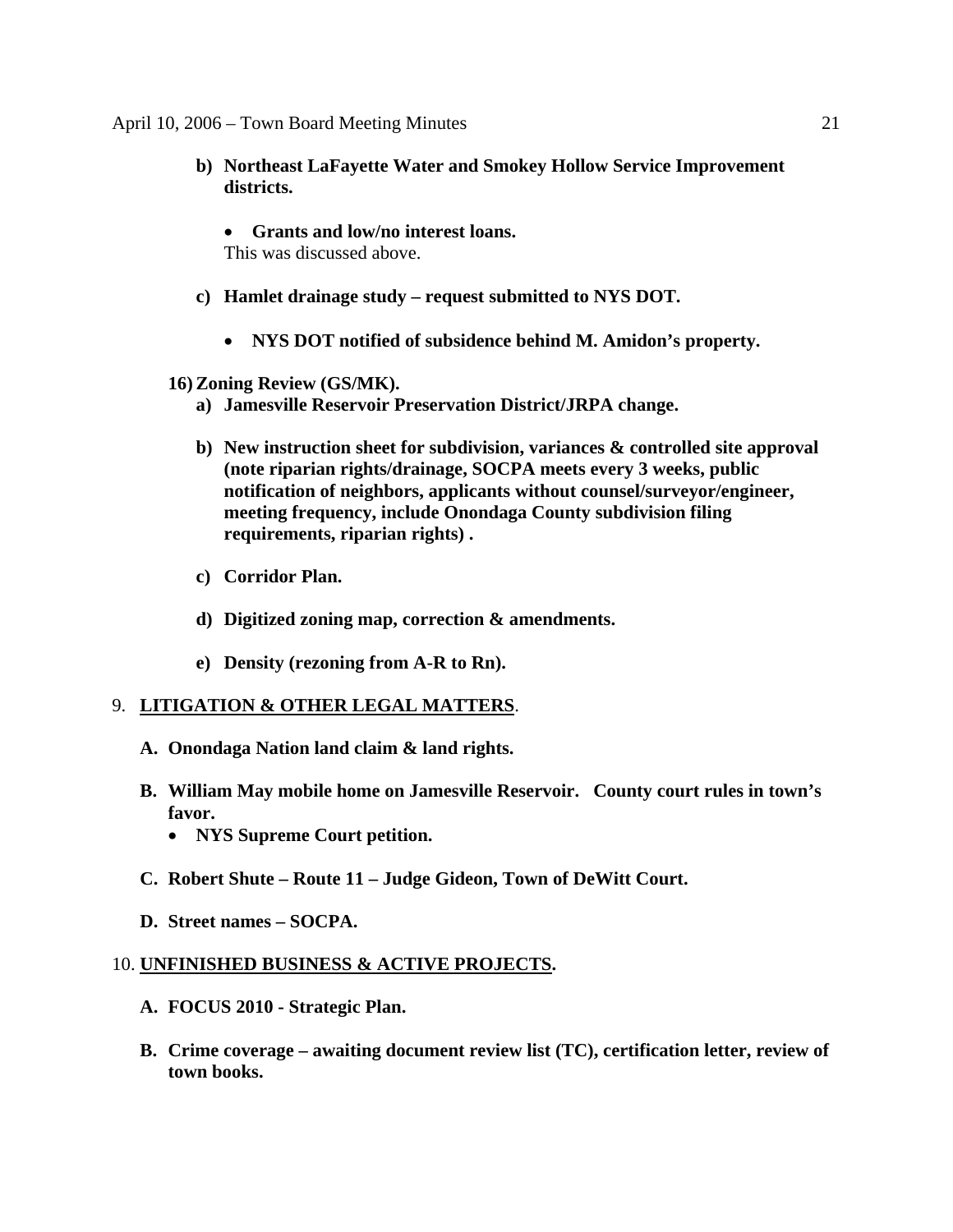**b) Northeast LaFayette Water and Smokey Hollow Service Improvement districts.**

- **Grants and low/no interest loans.**

This was discussed above.

**c) Hamlet drainage study – request submitted to NYS DOT.**

- **NYS DOT notified of subsidence behind M. Amidon's property.**

**16) Zoning Review (GS/MK).**

**a) Jamesville Reservoir Preservation District/JRPA change.**

**b) New instruction sheet for subdivision, variances & controlled site approval (note riparian rights/drainage, SOCPA meets every 3 weeks, public notification of neighbors, applicants without counsel/surveyor/engineer, meeting frequency, include Onondaga County subdivision filing requirements, riparian rights) .**

**c) Corridor Plan.**

**d) Digitized zoning map, correction & amendments.**

**e) Density (rezoning from A-R to Rn).**

9. **<u>LITIGATION & OTHER LEGAL MATTERS</u>**.

**A. Onondaga Nation land claim & land rights.**

**B. William May mobile home on Jamesville Reservoir. County court rules in town's favor.**

- **NYS Supreme Court petition.**

**C. Robert Shute – Route 11 – Judge Gideon, Town of DeWitt Court.**

**D. Street names – SOCPA.**

10. **<u>UNFINISHED BUSINESS & ACTIVE PROJECTS</u>.**

**A. FOCUS 2010 - Strategic Plan.**

**B. Crime coverage – awaiting document review list (TC), certification letter, review of town books.**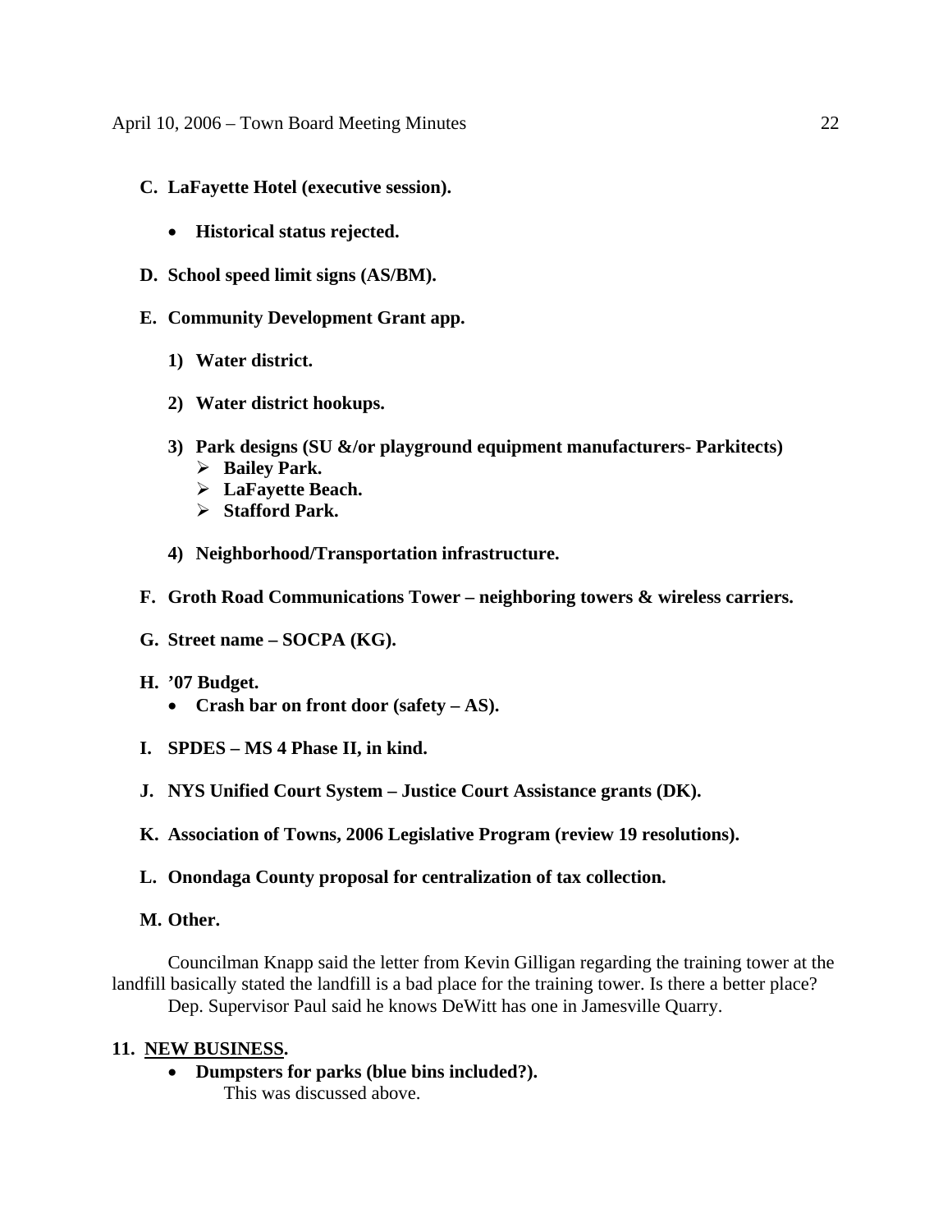**C. LaFayette Hotel (executive session).**

- **Historical status rejected.**

**D. School speed limit signs (AS/BM).**

**E. Community Development Grant app.**

**1) Water district.**

**2) Water district hookups.**

**3) Park designs (SU &/or playground equipment manufacturers- Parkitects)**
- **Bailey Park.**
- **LaFayette Beach.**
- **Stafford Park.**

**4) Neighborhood/Transportation infrastructure.**

**F. Groth Road Communications Tower – neighboring towers & wireless carriers.**

**G. Street name – SOCPA (KG).**

**H. '07 Budget.**
- **Crash bar on front door (safety – AS).**

**I. SPDES – MS 4 Phase II, in kind.**

**J. NYS Unified Court System – Justice Court Assistance grants (DK).**

**K. Association of Towns, 2006 Legislative Program (review 19 resolutions).**

**L. Onondaga County proposal for centralization of tax collection.**

**M. Other.**

Councilman Knapp said the letter from Kevin Gilligan regarding the training tower at the landfill basically stated the landfill is a bad place for the training tower. Is there a better place?

Dep. Supervisor Paul said he knows DeWitt has one in Jamesville Quarry.

## 11. NEW BUSINESS.

- **Dumpsters for parks (blue bins included?).**

  This was discussed above.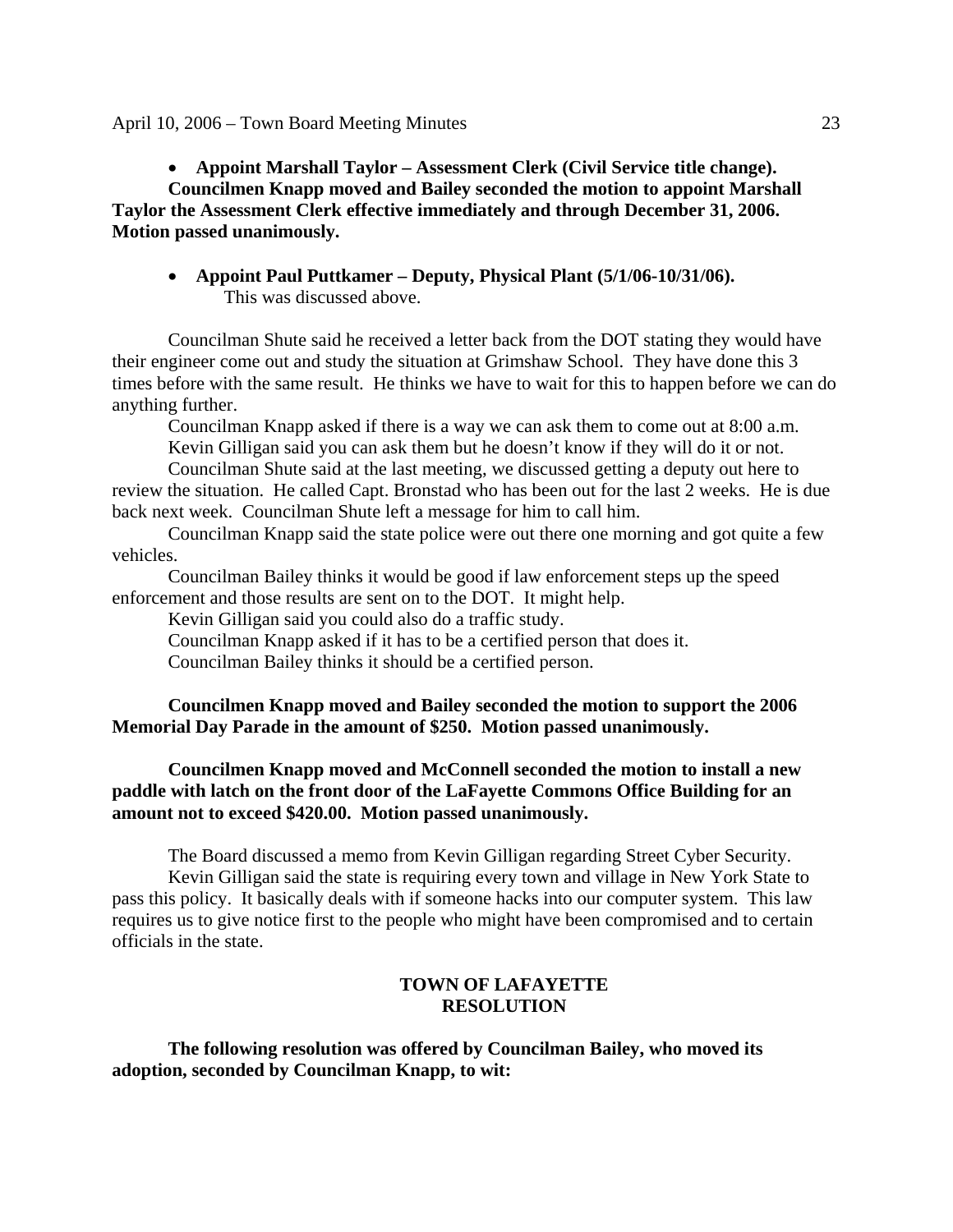- **Appoint Marshall Taylor – Assessment Clerk (Civil Service title change).**

**Councilmen Knapp moved and Bailey seconded the motion to appoint Marshall Taylor the Assessment Clerk effective immediately and through December 31, 2006. Motion passed unanimously.**

- **Appoint Paul Puttkamer – Deputy, Physical Plant (5/1/06-10/31/06).**
  This was discussed above.

Councilman Shute said he received a letter back from the DOT stating they would have their engineer come out and study the situation at Grimshaw School. They have done this 3 times before with the same result. He thinks we have to wait for this to happen before we can do anything further.

Councilman Knapp asked if there is a way we can ask them to come out at 8:00 a.m.

Kevin Gilligan said you can ask them but he doesn't know if they will do it or not.

Councilman Shute said at the last meeting, we discussed getting a deputy out here to review the situation. He called Capt. Bronstad who has been out for the last 2 weeks. He is due back next week. Councilman Shute left a message for him to call him.

Councilman Knapp said the state police were out there one morning and got quite a few vehicles.

Councilman Bailey thinks it would be good if law enforcement steps up the speed enforcement and those results are sent on to the DOT. It might help.

Kevin Gilligan said you could also do a traffic study.

Councilman Knapp asked if it has to be a certified person that does it.

Councilman Bailey thinks it should be a certified person.

**Councilmen Knapp moved and Bailey seconded the motion to support the 2006 Memorial Day Parade in the amount of $250. Motion passed unanimously.**

**Councilmen Knapp moved and McConnell seconded the motion to install a new paddle with latch on the front door of the LaFayette Commons Office Building for an amount not to exceed $420.00. Motion passed unanimously.**

The Board discussed a memo from Kevin Gilligan regarding Street Cyber Security.

Kevin Gilligan said the state is requiring every town and village in New York State to pass this policy. It basically deals with if someone hacks into our computer system. This law requires us to give notice first to the people who might have been compromised and to certain officials in the state.

**TOWN OF LAFAYETTE**
**RESOLUTION**

**The following resolution was offered by Councilman Bailey, who moved its adoption, seconded by Councilman Knapp, to wit:**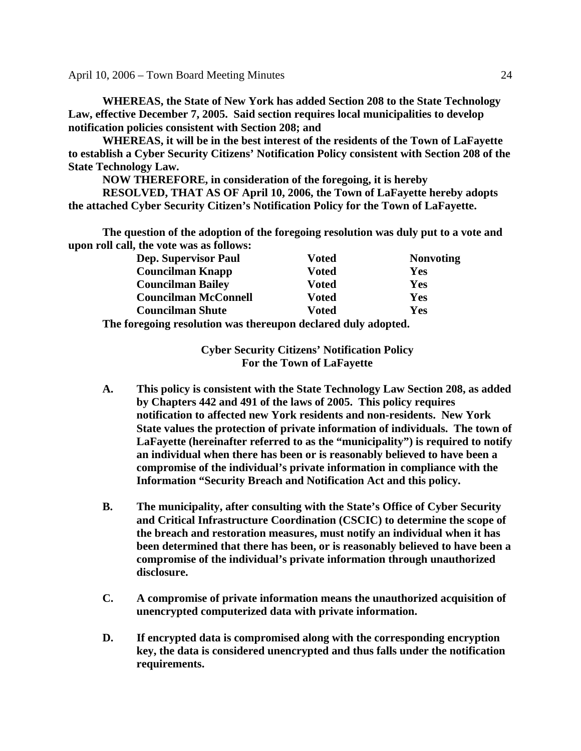**WHEREAS, the State of New York has added Section 208 to the State Technology Law, effective December 7, 2005. Said section requires local municipalities to develop notification policies consistent with Section 208; and**

**WHEREAS, it will be in the best interest of the residents of the Town of LaFayette to establish a Cyber Security Citizens' Notification Policy consistent with Section 208 of the State Technology Law.**

**NOW THEREFORE, in consideration of the foregoing, it is hereby**

**RESOLVED, THAT AS OF April 10, 2006, the Town of LaFayette hereby adopts the attached Cyber Security Citizen's Notification Policy for the Town of LaFayette.**

**The question of the adoption of the foregoing resolution was duly put to a vote and upon roll call, the vote was as follows:**

| | | |
|---|---|---|
| **Dep. Supervisor Paul** | **Voted** | **Nonvoting** |
| **Councilman Knapp** | **Voted** | **Yes** |
| **Councilman Bailey** | **Voted** | **Yes** |
| **Councilman McConnell** | **Voted** | **Yes** |
| **Councilman Shute** | **Voted** | **Yes** |

**The foregoing resolution was thereupon declared duly adopted.**

## Cyber Security Citizens' Notification Policy For the Town of LaFayette

**A.** **This policy is consistent with the State Technology Law Section 208, as added by Chapters 442 and 491 of the laws of 2005. This policy requires notification to affected new York residents and non-residents. New York State values the protection of private information of individuals. The town of LaFayette (hereinafter referred to as the "municipality") is required to notify an individual when there has been or is reasonably believed to have been a compromise of the individual's private information in compliance with the Information "Security Breach and Notification Act and this policy.**

**B.** **The municipality, after consulting with the State's Office of Cyber Security and Critical Infrastructure Coordination (CSCIC) to determine the scope of the breach and restoration measures, must notify an individual when it has been determined that there has been, or is reasonably believed to have been a compromise of the individual's private information through unauthorized disclosure.**

**C.** **A compromise of private information means the unauthorized acquisition of unencrypted computerized data with private information.**

**D.** **If encrypted data is compromised along with the corresponding encryption key, the data is considered unencrypted and thus falls under the notification requirements.**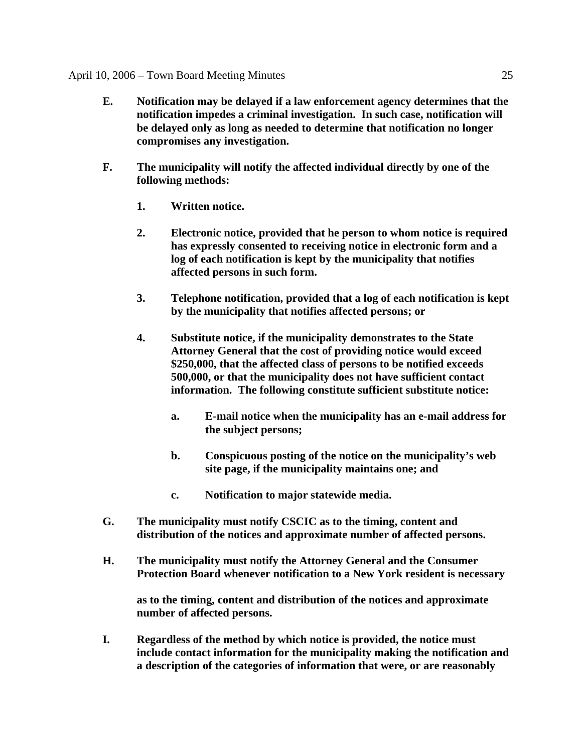**E. Notification may be delayed if a law enforcement agency determines that the notification impedes a criminal investigation. In such case, notification will be delayed only as long as needed to determine that notification no longer compromises any investigation.**

**F. The municipality will notify the affected individual directly by one of the following methods:**

1. **Written notice.**

2. **Electronic notice, provided that he person to whom notice is required has expressly consented to receiving notice in electronic form and a log of each notification is kept by the municipality that notifies affected persons in such form.**

3. **Telephone notification, provided that a log of each notification is kept by the municipality that notifies affected persons; or**

4. **Substitute notice, if the municipality demonstrates to the State Attorney General that the cost of providing notice would exceed $250,000, that the affected class of persons to be notified exceeds 500,000, or that the municipality does not have sufficient contact information. The following constitute sufficient substitute notice:**

   a. **E-mail notice when the municipality has an e-mail address for the subject persons;**

   b. **Conspicuous posting of the notice on the municipality's web site page, if the municipality maintains one; and**

   c. **Notification to major statewide media.**

**G. The municipality must notify CSCIC as to the timing, content and distribution of the notices and approximate number of affected persons.**

**H. The municipality must notify the Attorney General and the Consumer Protection Board whenever notification to a New York resident is necessary**

**as to the timing, content and distribution of the notices and approximate number of affected persons.**

**I. Regardless of the method by which notice is provided, the notice must include contact information for the municipality making the notification and a description of the categories of information that were, or are reasonably**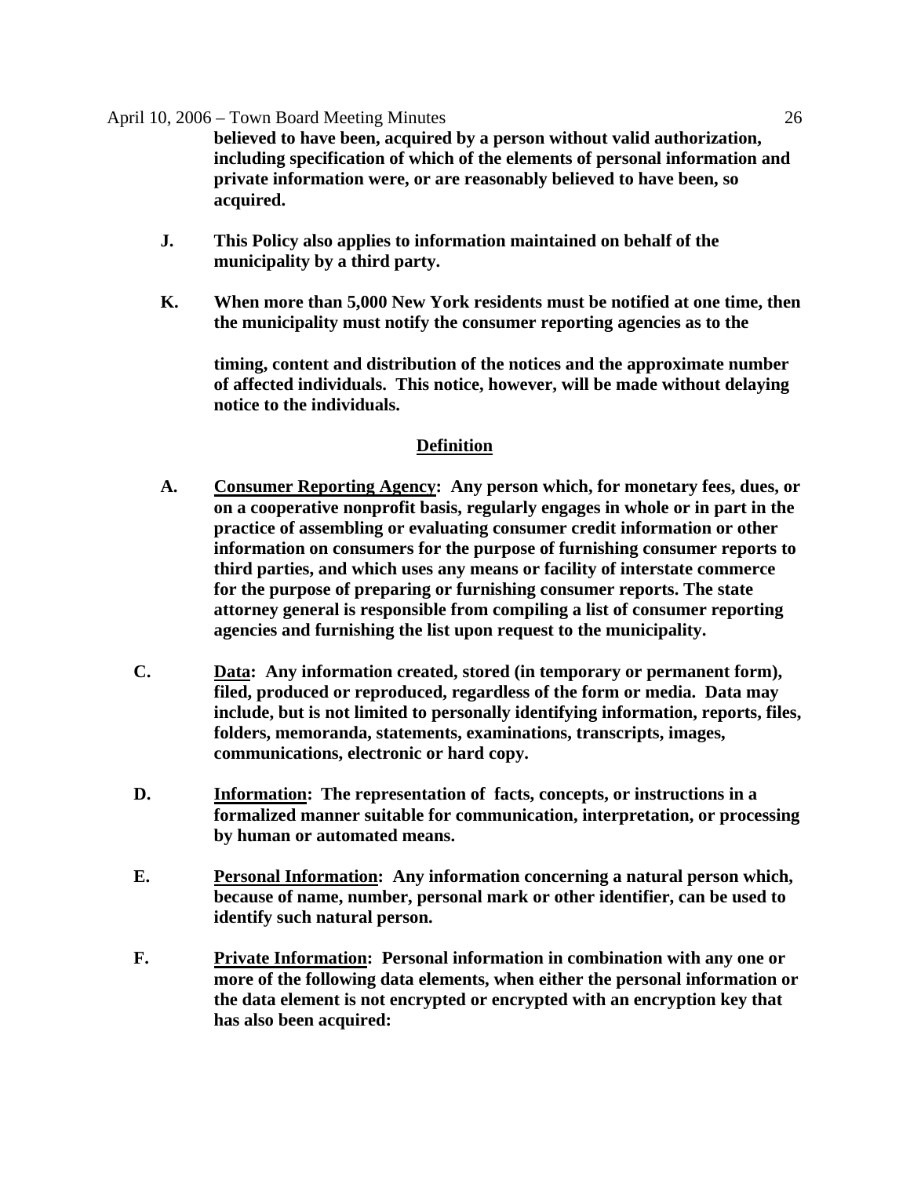**believed to have been, acquired by a person without valid authorization, including specification of which of the elements of personal information and private information were, or are reasonably believed to have been, so acquired.**

**J. This Policy also applies to information maintained on behalf of the municipality by a third party.**

**K. When more than 5,000 New York residents must be notified at one time, then the municipality must notify the consumer reporting agencies as to the timing, content and distribution of the notices and the approximate number of affected individuals. This notice, however, will be made without delaying notice to the individuals.**

## Definition

**A. Consumer Reporting Agency: Any person which, for monetary fees, dues, or on a cooperative nonprofit basis, regularly engages in whole or in part in the practice of assembling or evaluating consumer credit information or other information on consumers for the purpose of furnishing consumer reports to third parties, and which uses any means or facility of interstate commerce for the purpose of preparing or furnishing consumer reports. The state attorney general is responsible from compiling a list of consumer reporting agencies and furnishing the list upon request to the municipality.**

**C. Data: Any information created, stored (in temporary or permanent form), filed, produced or reproduced, regardless of the form or media. Data may include, but is not limited to personally identifying information, reports, files, folders, memoranda, statements, examinations, transcripts, images, communications, electronic or hard copy.**

**D. Information: The representation of facts, concepts, or instructions in a formalized manner suitable for communication, interpretation, or processing by human or automated means.**

**E. Personal Information: Any information concerning a natural person which, because of name, number, personal mark or other identifier, can be used to identify such natural person.**

**F. Private Information: Personal information in combination with any one or more of the following data elements, when either the personal information or the data element is not encrypted or encrypted with an encryption key that has also been acquired:**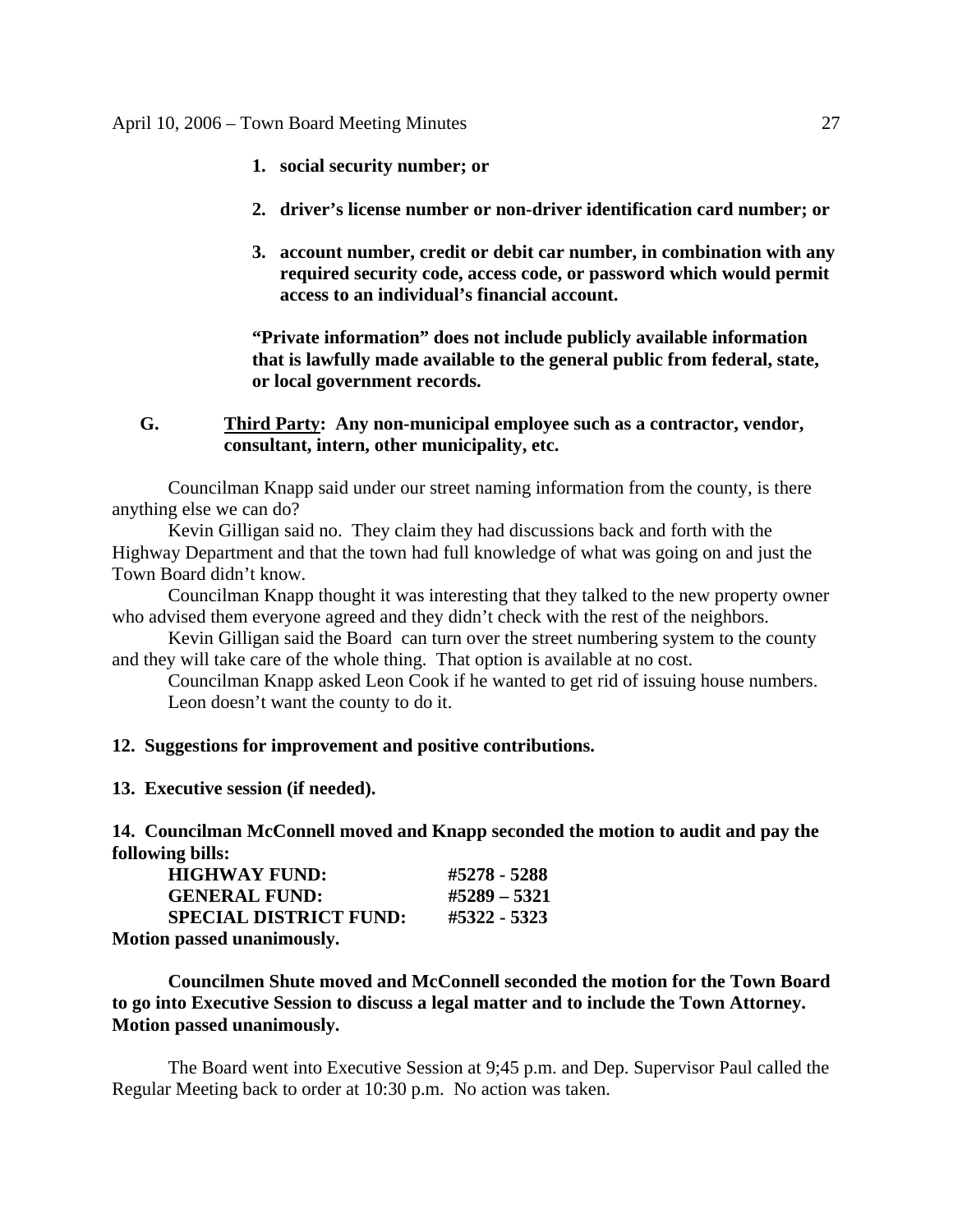1. **social security number; or**

2. **driver's license number or non-driver identification card number; or**

3. **account number, credit or debit car number, in combination with any required security code, access code, or password which would permit access to an individual's financial account.**

**"Private information" does not include publicly available information that is lawfully made available to the general public from federal, state, or local government records.**

**G. <u>Third Party</u>: Any non-municipal employee such as a contractor, vendor, consultant, intern, other municipality, etc.**

Councilman Knapp said under our street naming information from the county, is there anything else we can do?

Kevin Gilligan said no. They claim they had discussions back and forth with the Highway Department and that the town had full knowledge of what was going on and just the Town Board didn't know.

Councilman Knapp thought it was interesting that they talked to the new property owner who advised them everyone agreed and they didn't check with the rest of the neighbors.

Kevin Gilligan said the Board can turn over the street numbering system to the county and they will take care of the whole thing. That option is available at no cost.

Councilman Knapp asked Leon Cook if he wanted to get rid of issuing house numbers. Leon doesn't want the county to do it.

**12. Suggestions for improvement and positive contributions.**

**13. Executive session (if needed).**

**14. Councilman McConnell moved and Knapp seconded the motion to audit and pay the following bills:**

| | |
|---|---|
| **HIGHWAY FUND:** | **#5278 - 5288** |
| **GENERAL FUND:** | **#5289 – 5321** |
| **SPECIAL DISTRICT FUND:** | **#5322 - 5323** |

**Motion passed unanimously.**

**Councilmen Shute moved and McConnell seconded the motion for the Town Board to go into Executive Session to discuss a legal matter and to include the Town Attorney. Motion passed unanimously.**

The Board went into Executive Session at 9;45 p.m. and Dep. Supervisor Paul called the Regular Meeting back to order at 10:30 p.m. No action was taken.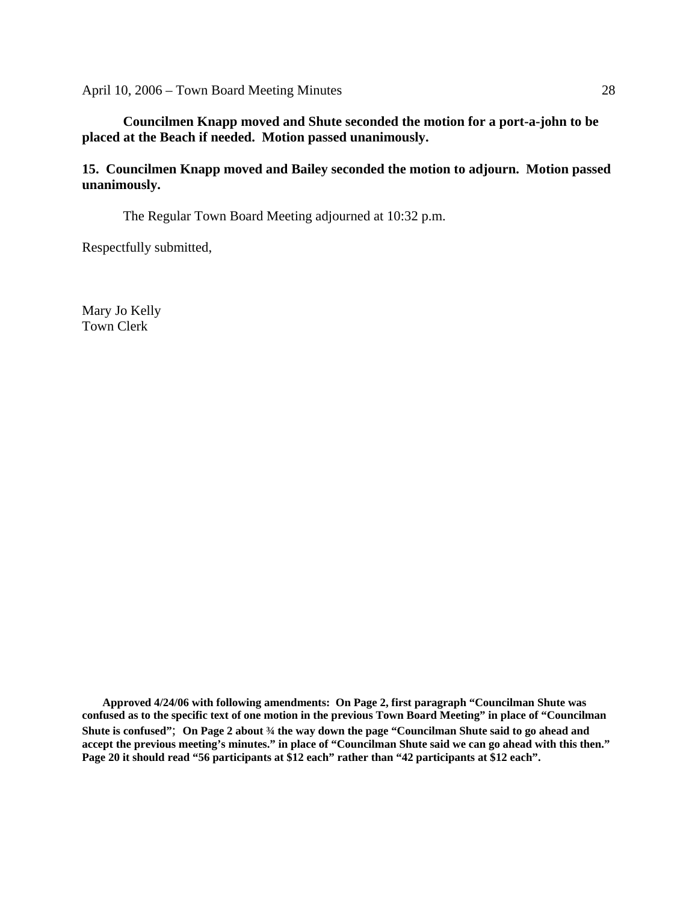**Councilmen Knapp moved and Shute seconded the motion for a port-a-john to be placed at the Beach if needed. Motion passed unanimously.**

**15. Councilmen Knapp moved and Bailey seconded the motion to adjourn. Motion passed unanimously.**

The Regular Town Board Meeting adjourned at 10:32 p.m.

Respectfully submitted,

Mary Jo Kelly
Town Clerk

**Approved 4/24/06 with following amendments: On Page 2, first paragraph "Councilman Shute was confused as to the specific text of one motion in the previous Town Board Meeting" in place of "Councilman Shute is confused"; On Page 2 about ¾ the way down the page "Councilman Shute said to go ahead and accept the previous meeting's minutes." in place of "Councilman Shute said we can go ahead with this then." Page 20 it should read "56 participants at $12 each" rather than "42 participants at $12 each".**